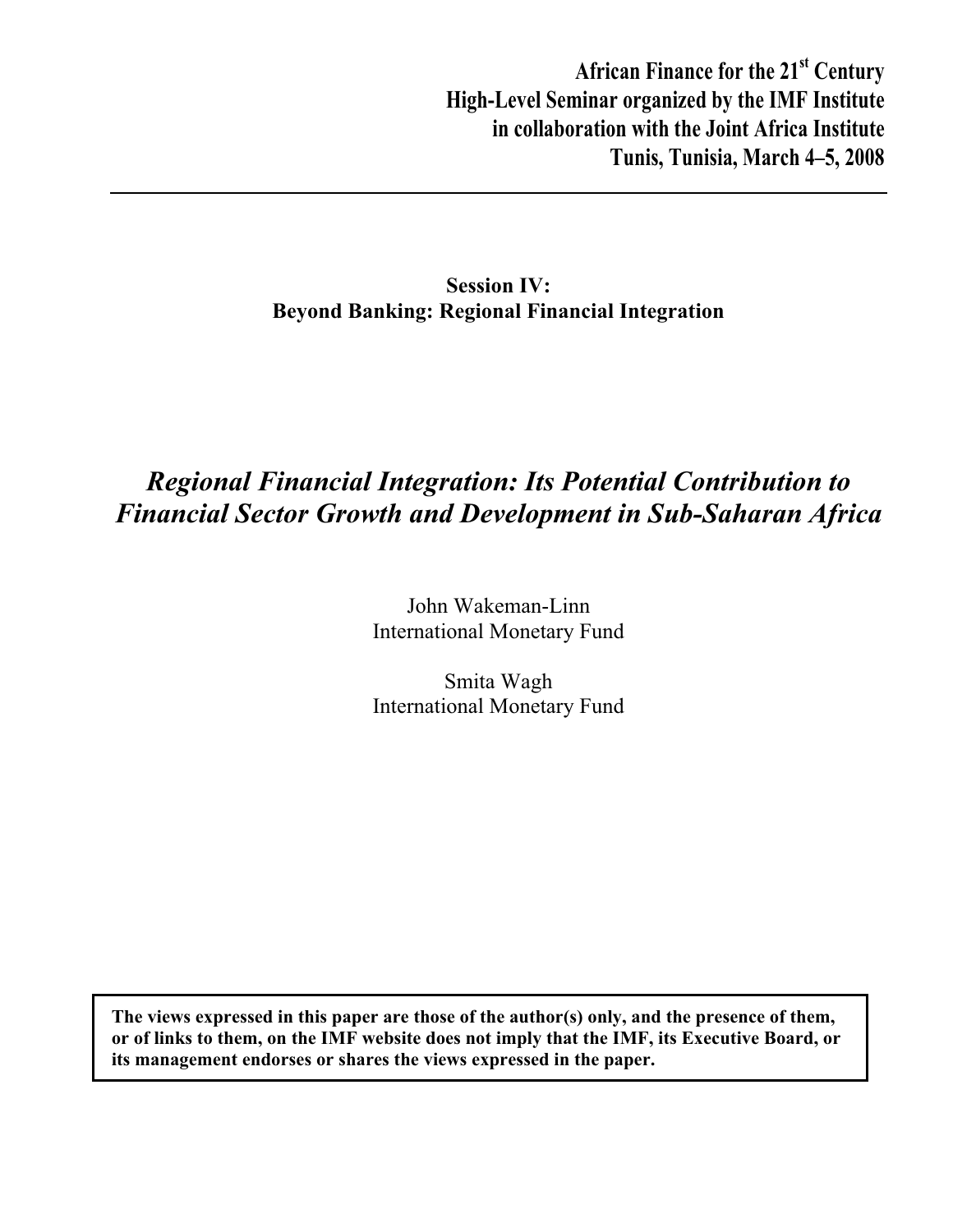**African Finance for the 21st Century**
**High-Level Seminar organized by the IMF Institute**
**in collaboration with the Joint Africa Institute**
**Tunis, Tunisia, March 4–5, 2008**

---

**Session IV:**
**Beyond Banking: Regional Financial Integration**

# *Regional Financial Integration: Its Potential Contribution to Financial Sector Growth and Development in Sub-Saharan Africa*

John Wakeman-Linn
International Monetary Fund

Smita Wagh
International Monetary Fund

**The views expressed in this paper are those of the author(s) only, and the presence of them, or of links to them, on the IMF website does not imply that the IMF, its Executive Board, or its management endorses or shares the views expressed in the paper.**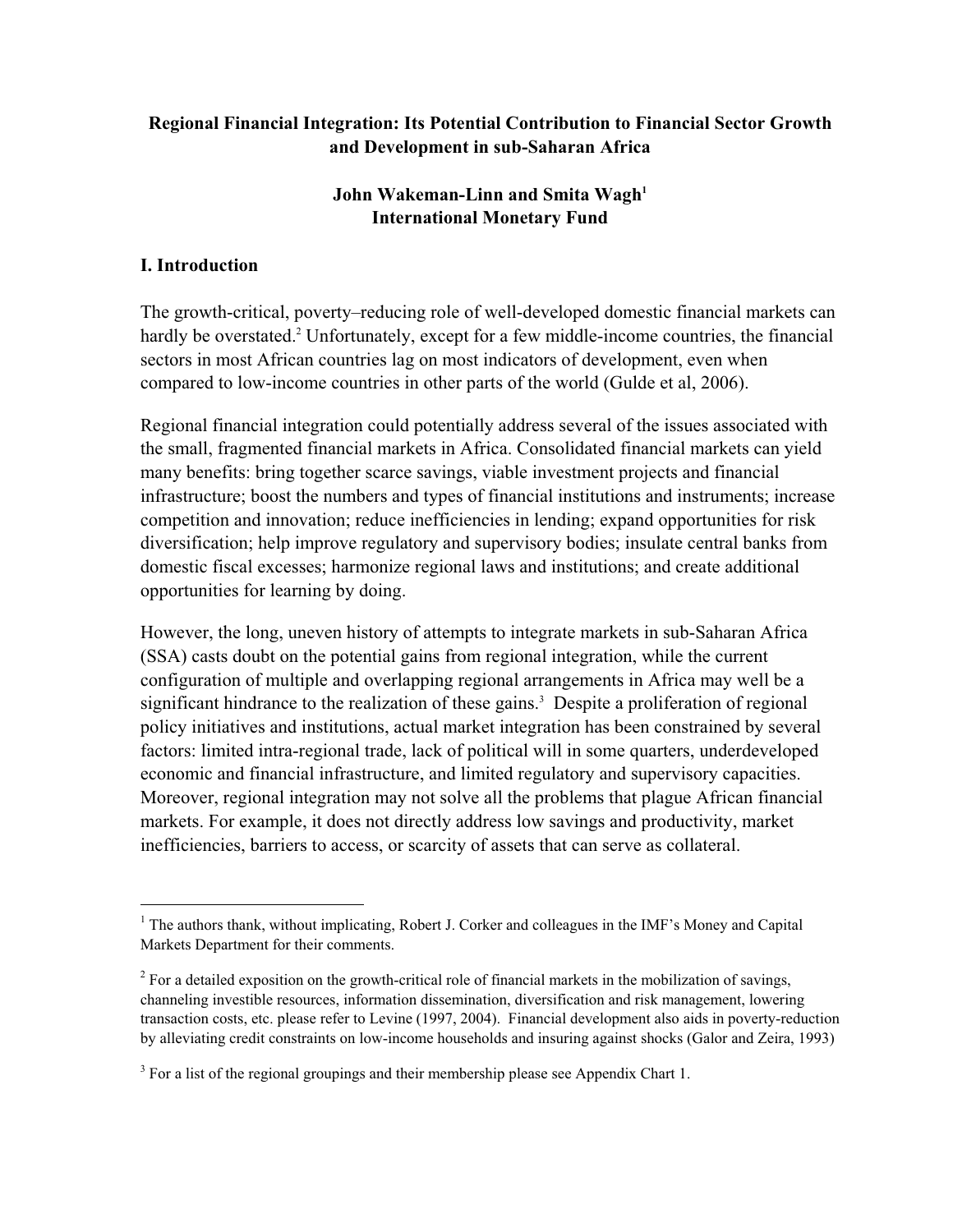# Regional Financial Integration: Its Potential Contribution to Financial Sector Growth and Development in sub-Saharan Africa

**John Wakeman-Linn and Smita Wagh[1]**
**International Monetary Fund**

## I. Introduction

The growth-critical, poverty–reducing role of well-developed domestic financial markets can hardly be overstated.[2] Unfortunately, except for a few middle-income countries, the financial sectors in most African countries lag on most indicators of development, even when compared to low-income countries in other parts of the world (Gulde et al, 2006).

Regional financial integration could potentially address several of the issues associated with the small, fragmented financial markets in Africa. Consolidated financial markets can yield many benefits: bring together scarce savings, viable investment projects and financial infrastructure; boost the numbers and types of financial institutions and instruments; increase competition and innovation; reduce inefficiencies in lending; expand opportunities for risk diversification; help improve regulatory and supervisory bodies; insulate central banks from domestic fiscal excesses; harmonize regional laws and institutions; and create additional opportunities for learning by doing.

However, the long, uneven history of attempts to integrate markets in sub-Saharan Africa (SSA) casts doubt on the potential gains from regional integration, while the current configuration of multiple and overlapping regional arrangements in Africa may well be a significant hindrance to the realization of these gains.[3] Despite a proliferation of regional policy initiatives and institutions, actual market integration has been constrained by several factors: limited intra-regional trade, lack of political will in some quarters, underdeveloped economic and financial infrastructure, and limited regulatory and supervisory capacities. Moreover, regional integration may not solve all the problems that plague African financial markets. For example, it does not directly address low savings and productivity, market inefficiencies, barriers to access, or scarcity of assets that can serve as collateral.

---

[1] The authors thank, without implicating, Robert J. Corker and colleagues in the IMF's Money and Capital Markets Department for their comments.

[2] For a detailed exposition on the growth-critical role of financial markets in the mobilization of savings, channeling investible resources, information dissemination, diversification and risk management, lowering transaction costs, etc. please refer to Levine (1997, 2004). Financial development also aids in poverty-reduction by alleviating credit constraints on low-income households and insuring against shocks (Galor and Zeira, 1993)

[3] For a list of the regional groupings and their membership please see Appendix Chart 1.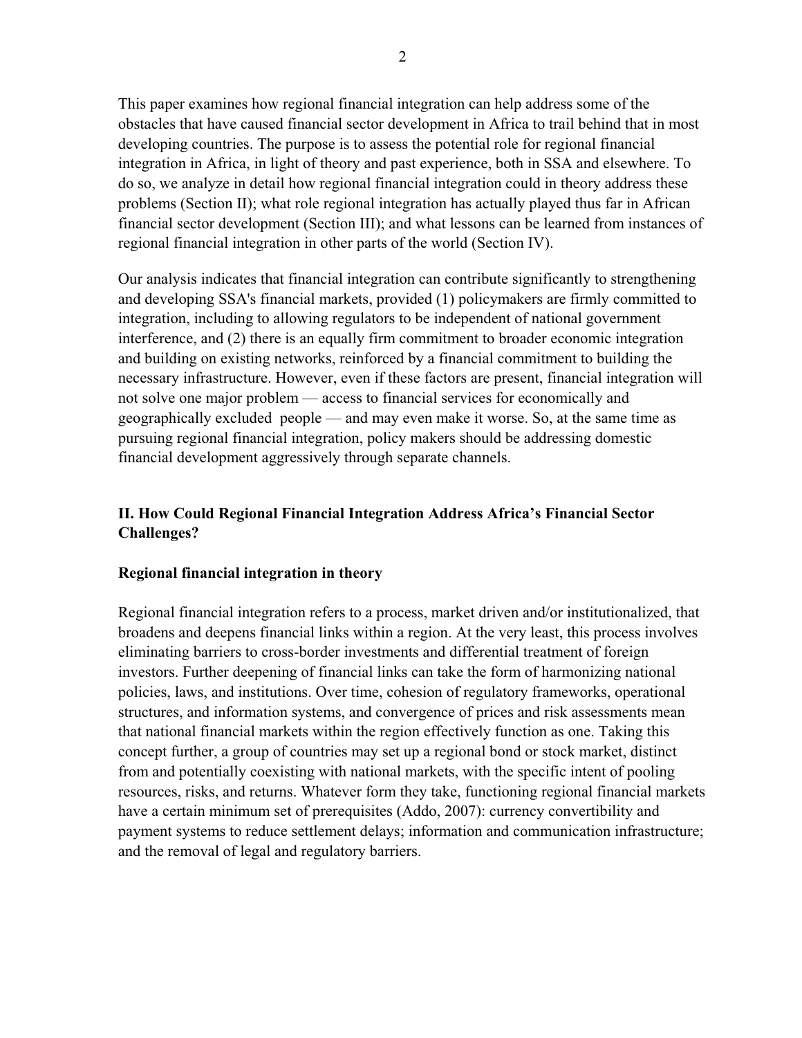This paper examines how regional financial integration can help address some of the obstacles that have caused financial sector development in Africa to trail behind that in most developing countries. The purpose is to assess the potential role for regional financial integration in Africa, in light of theory and past experience, both in SSA and elsewhere. To do so, we analyze in detail how regional financial integration could in theory address these problems (Section II); what role regional integration has actually played thus far in African financial sector development (Section III); and what lessons can be learned from instances of regional financial integration in other parts of the world (Section IV).

Our analysis indicates that financial integration can contribute significantly to strengthening and developing SSA's financial markets, provided (1) policymakers are firmly committed to integration, including to allowing regulators to be independent of national government interference, and (2) there is an equally firm commitment to broader economic integration and building on existing networks, reinforced by a financial commitment to building the necessary infrastructure. However, even if these factors are present, financial integration will not solve one major problem — access to financial services for economically and geographically excluded people — and may even make it worse. So, at the same time as pursuing regional financial integration, policy makers should be addressing domestic financial development aggressively through separate channels.

## II. How Could Regional Financial Integration Address Africa's Financial Sector Challenges?

### Regional financial integration in theory

Regional financial integration refers to a process, market driven and/or institutionalized, that broadens and deepens financial links within a region. At the very least, this process involves eliminating barriers to cross-border investments and differential treatment of foreign investors. Further deepening of financial links can take the form of harmonizing national policies, laws, and institutions. Over time, cohesion of regulatory frameworks, operational structures, and information systems, and convergence of prices and risk assessments mean that national financial markets within the region effectively function as one. Taking this concept further, a group of countries may set up a regional bond or stock market, distinct from and potentially coexisting with national markets, with the specific intent of pooling resources, risks, and returns. Whatever form they take, functioning regional financial markets have a certain minimum set of prerequisites (Addo, 2007): currency convertibility and payment systems to reduce settlement delays; information and communication infrastructure; and the removal of legal and regulatory barriers.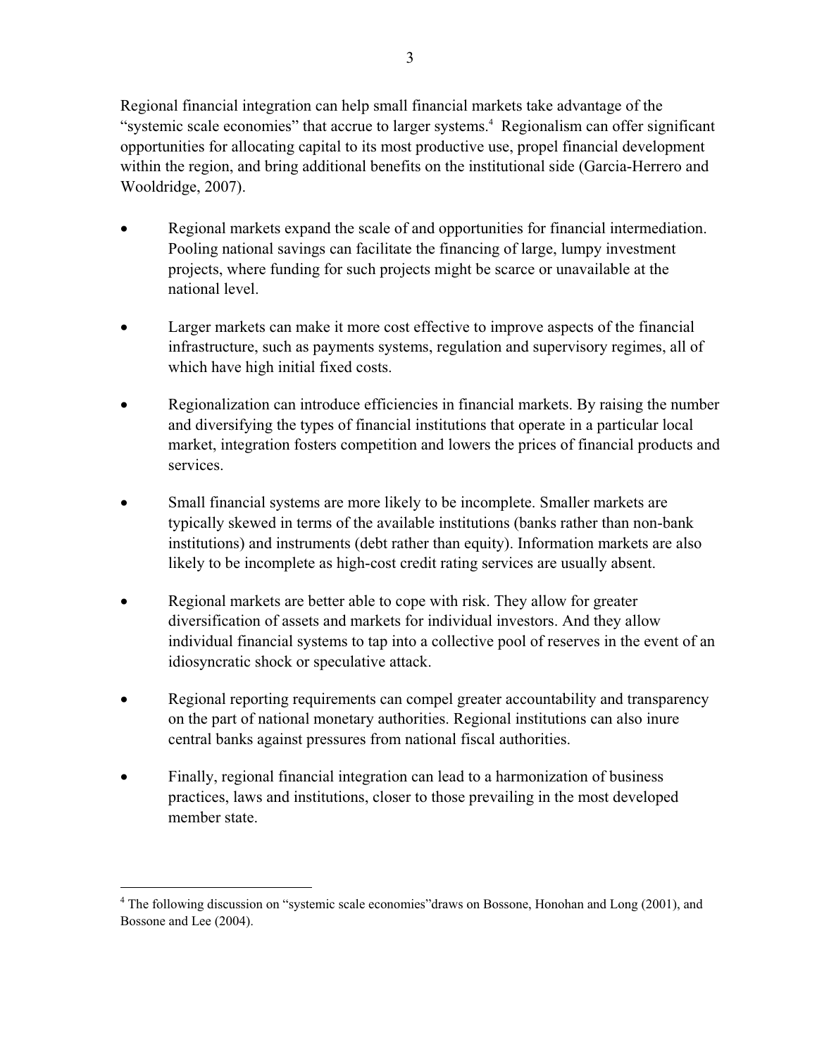Regional financial integration can help small financial markets take advantage of the "systemic scale economies" that accrue to larger systems.[4] Regionalism can offer significant opportunities for allocating capital to its most productive use, propel financial development within the region, and bring additional benefits on the institutional side (Garcia-Herrero and Wooldridge, 2007).

- Regional markets expand the scale of and opportunities for financial intermediation. Pooling national savings can facilitate the financing of large, lumpy investment projects, where funding for such projects might be scarce or unavailable at the national level.

- Larger markets can make it more cost effective to improve aspects of the financial infrastructure, such as payments systems, regulation and supervisory regimes, all of which have high initial fixed costs.

- Regionalization can introduce efficiencies in financial markets. By raising the number and diversifying the types of financial institutions that operate in a particular local market, integration fosters competition and lowers the prices of financial products and services.

- Small financial systems are more likely to be incomplete. Smaller markets are typically skewed in terms of the available institutions (banks rather than non-bank institutions) and instruments (debt rather than equity). Information markets are also likely to be incomplete as high-cost credit rating services are usually absent.

- Regional markets are better able to cope with risk. They allow for greater diversification of assets and markets for individual investors. And they allow individual financial systems to tap into a collective pool of reserves in the event of an idiosyncratic shock or speculative attack.

- Regional reporting requirements can compel greater accountability and transparency on the part of national monetary authorities. Regional institutions can also inure central banks against pressures from national fiscal authorities.

- Finally, regional financial integration can lead to a harmonization of business practices, laws and institutions, closer to those prevailing in the most developed member state.

[4] The following discussion on "systemic scale economies"draws on Bossone, Honohan and Long (2001), and Bossone and Lee (2004).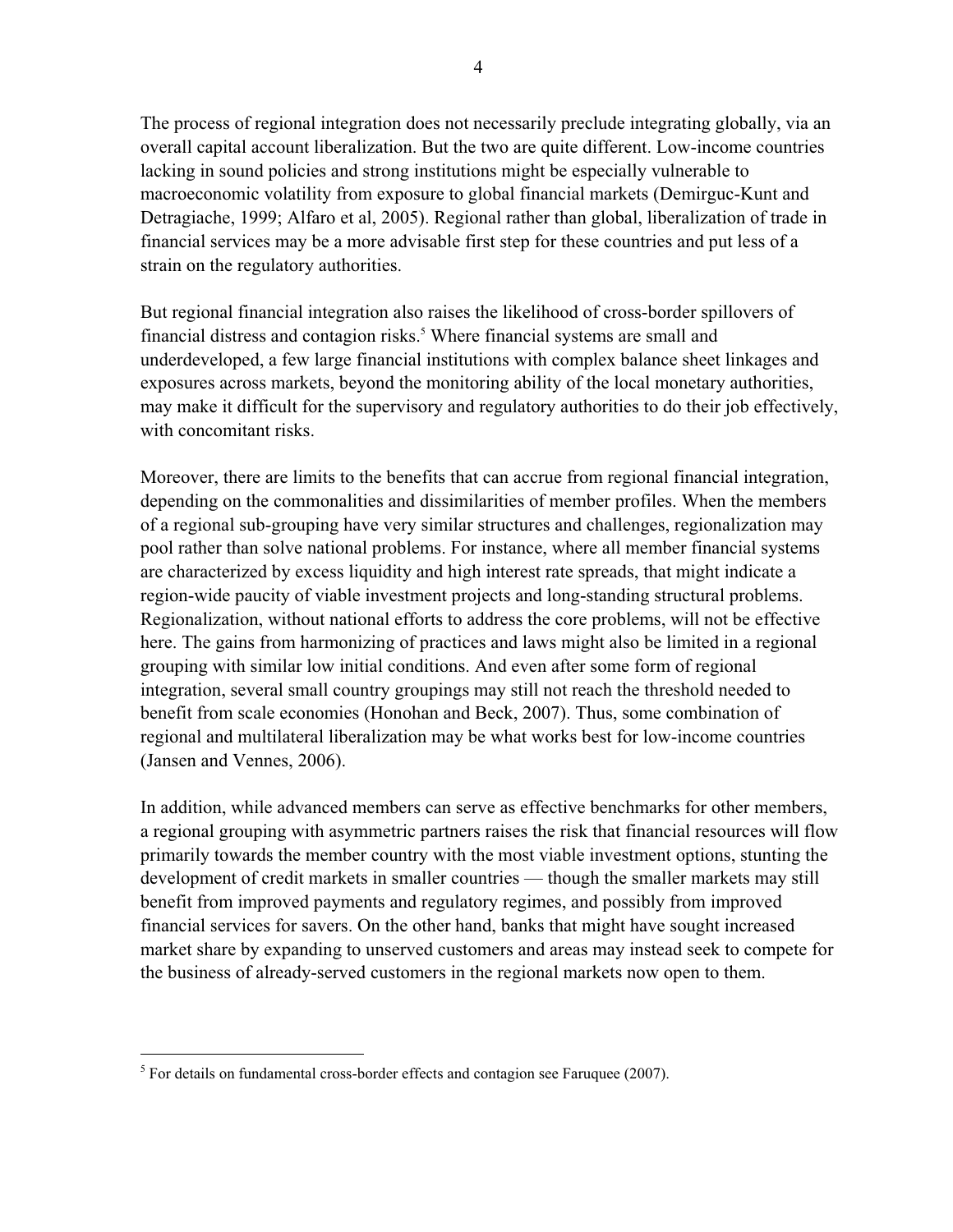The process of regional integration does not necessarily preclude integrating globally, via an overall capital account liberalization. But the two are quite different. Low-income countries lacking in sound policies and strong institutions might be especially vulnerable to macroeconomic volatility from exposure to global financial markets (Demirguc-Kunt and Detragiache, 1999; Alfaro et al, 2005). Regional rather than global, liberalization of trade in financial services may be a more advisable first step for these countries and put less of a strain on the regulatory authorities.

But regional financial integration also raises the likelihood of cross-border spillovers of financial distress and contagion risks.[5] Where financial systems are small and underdeveloped, a few large financial institutions with complex balance sheet linkages and exposures across markets, beyond the monitoring ability of the local monetary authorities, may make it difficult for the supervisory and regulatory authorities to do their job effectively, with concomitant risks.

Moreover, there are limits to the benefits that can accrue from regional financial integration, depending on the commonalities and dissimilarities of member profiles. When the members of a regional sub-grouping have very similar structures and challenges, regionalization may pool rather than solve national problems. For instance, where all member financial systems are characterized by excess liquidity and high interest rate spreads, that might indicate a region-wide paucity of viable investment projects and long-standing structural problems. Regionalization, without national efforts to address the core problems, will not be effective here. The gains from harmonizing of practices and laws might also be limited in a regional grouping with similar low initial conditions. And even after some form of regional integration, several small country groupings may still not reach the threshold needed to benefit from scale economies (Honohan and Beck, 2007). Thus, some combination of regional and multilateral liberalization may be what works best for low-income countries (Jansen and Vennes, 2006).

In addition, while advanced members can serve as effective benchmarks for other members, a regional grouping with asymmetric partners raises the risk that financial resources will flow primarily towards the member country with the most viable investment options, stunting the development of credit markets in smaller countries — though the smaller markets may still benefit from improved payments and regulatory regimes, and possibly from improved financial services for savers. On the other hand, banks that might have sought increased market share by expanding to unserved customers and areas may instead seek to compete for the business of already-served customers in the regional markets now open to them.

[5] For details on fundamental cross-border effects and contagion see Faruqee (2007).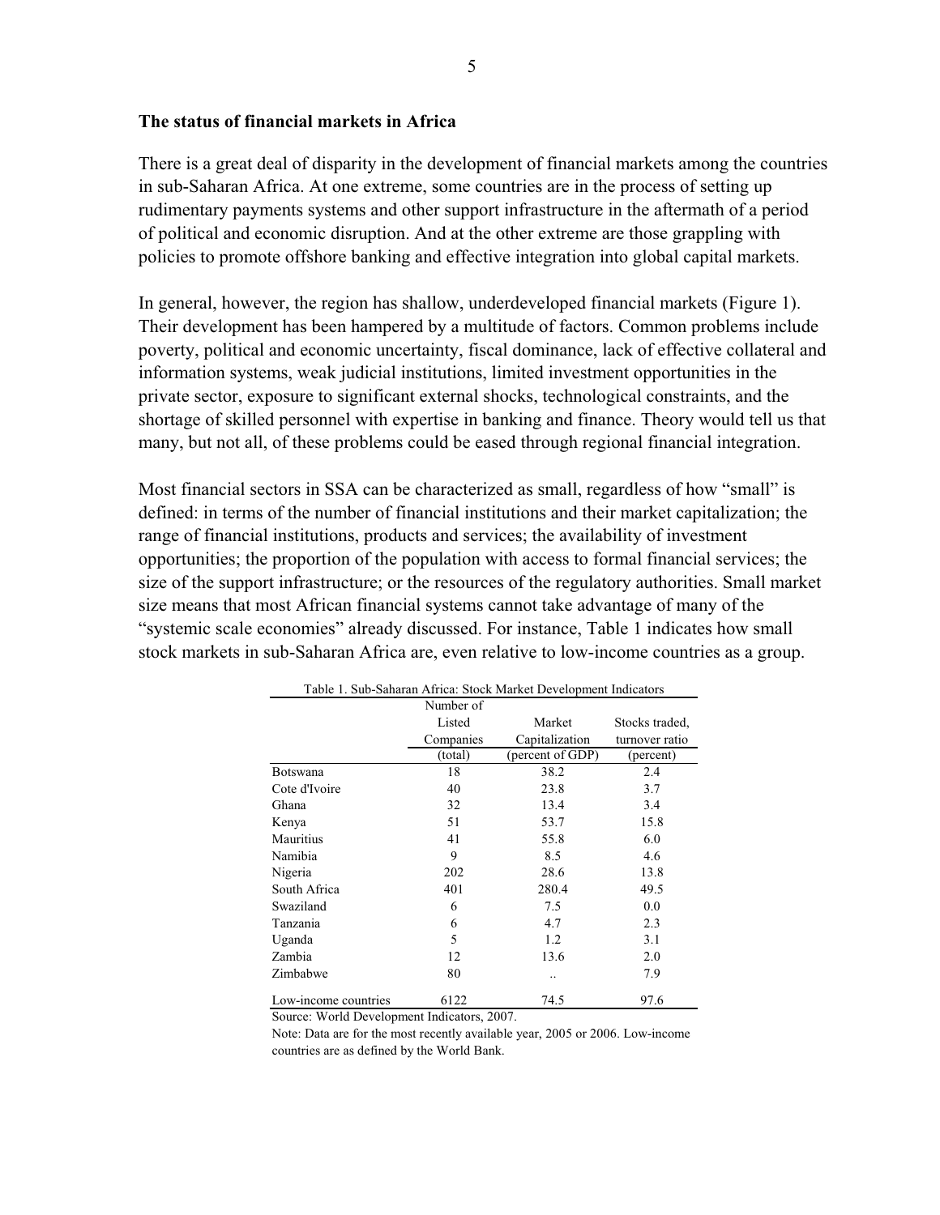**The status of financial markets in Africa**

There is a great deal of disparity in the development of financial markets among the countries in sub-Saharan Africa. At one extreme, some countries are in the process of setting up rudimentary payments systems and other support infrastructure in the aftermath of a period of political and economic disruption. And at the other extreme are those grappling with policies to promote offshore banking and effective integration into global capital markets.

In general, however, the region has shallow, underdeveloped financial markets (Figure 1). Their development has been hampered by a multitude of factors. Common problems include poverty, political and economic uncertainty, fiscal dominance, lack of effective collateral and information systems, weak judicial institutions, limited investment opportunities in the private sector, exposure to significant external shocks, technological constraints, and the shortage of skilled personnel with expertise in banking and finance. Theory would tell us that many, but not all, of these problems could be eased through regional financial integration.

Most financial sectors in SSA can be characterized as small, regardless of how "small" is defined: in terms of the number of financial institutions and their market capitalization; the range of financial institutions, products and services; the availability of investment opportunities; the proportion of the population with access to formal financial services; the size of the support infrastructure; or the resources of the regulatory authorities. Small market size means that most African financial systems cannot take advantage of many of the "systemic scale economies" already discussed. For instance, Table 1 indicates how small stock markets in sub-Saharan Africa are, even relative to low-income countries as a group.

Table 1. Sub-Saharan Africa: Stock Market Development Indicators

| | Number of Listed Companies (total) | Market Capitalization (percent of GDP) | Stocks traded, turnover ratio (percent) |
|---|---|---|---|
| Botswana | 18 | 38.2 | 2.4 |
| Cote d'Ivoire | 40 | 23.8 | 3.7 |
| Ghana | 32 | 13.4 | 3.4 |
| Kenya | 51 | 53.7 | 15.8 |
| Mauritius | 41 | 55.8 | 6.0 |
| Namibia | 9 | 8.5 | 4.6 |
| Nigeria | 202 | 28.6 | 13.8 |
| South Africa | 401 | 280.4 | 49.5 |
| Swaziland | 6 | 7.5 | 0.0 |
| Tanzania | 6 | 4.7 | 2.3 |
| Uganda | 5 | 1.2 | 3.1 |
| Zambia | 12 | 13.6 | 2.0 |
| Zimbabwe | 80 | .. | 7.9 |
| Low-income countries | 6122 | 74.5 | 97.6 |

Source: World Development Indicators, 2007.

Note: Data are for the most recently available year, 2005 or 2006. Low-income countries are as defined by the World Bank.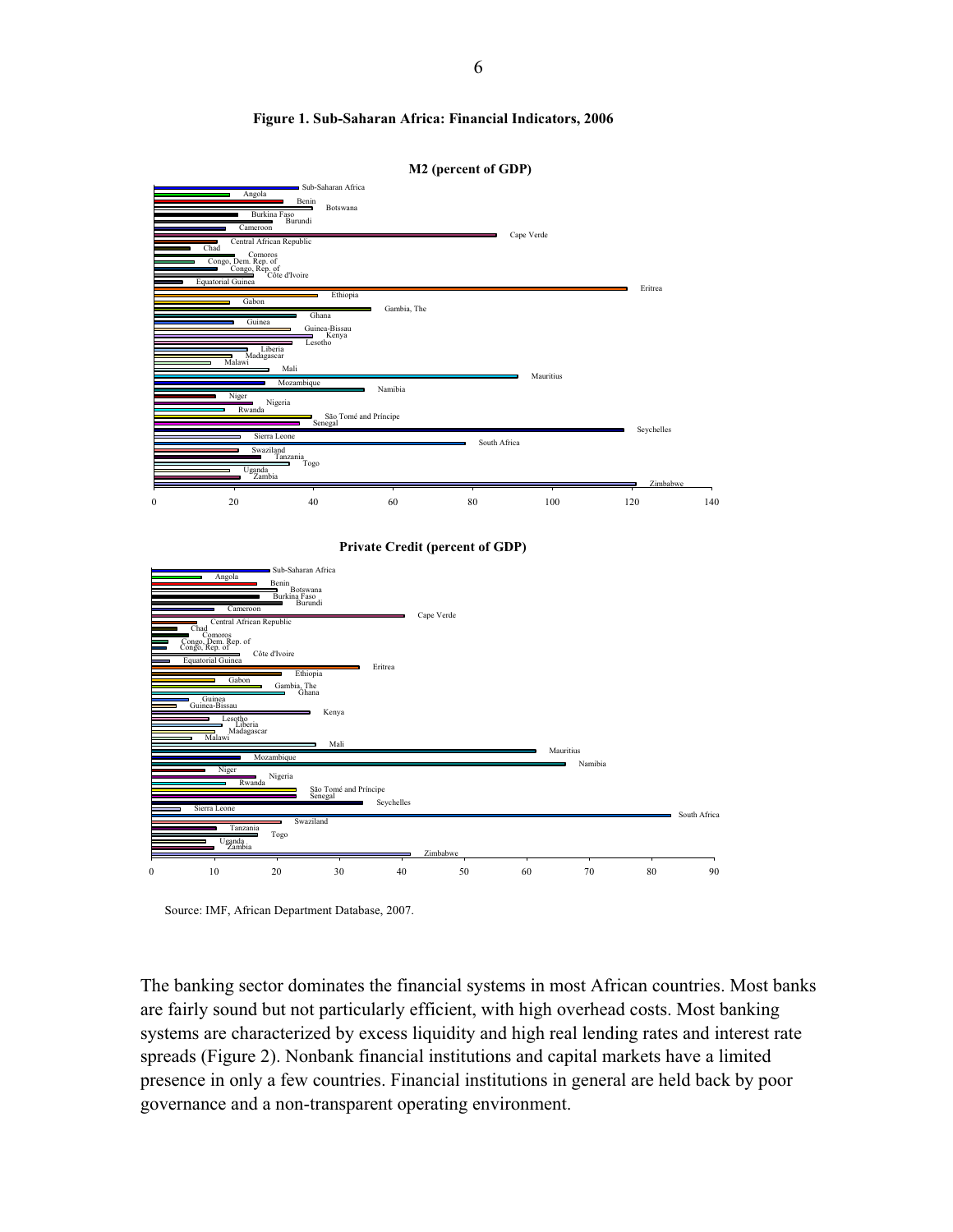**Figure 1. Sub-Saharan Africa: Financial Indicators, 2006**

**M2 (percent of GDP)**

**Private Credit (percent of GDP)**

Source: IMF, African Department Database, 2007.

The banking sector dominates the financial systems in most African countries. Most banks are fairly sound but not particularly efficient, with high overhead costs. Most banking systems are characterized by excess liquidity and high real lending rates and interest rate spreads (Figure 2). Nonbank financial institutions and capital markets have a limited presence in only a few countries. Financial institutions in general are held back by poor governance and a non-transparent operating environment.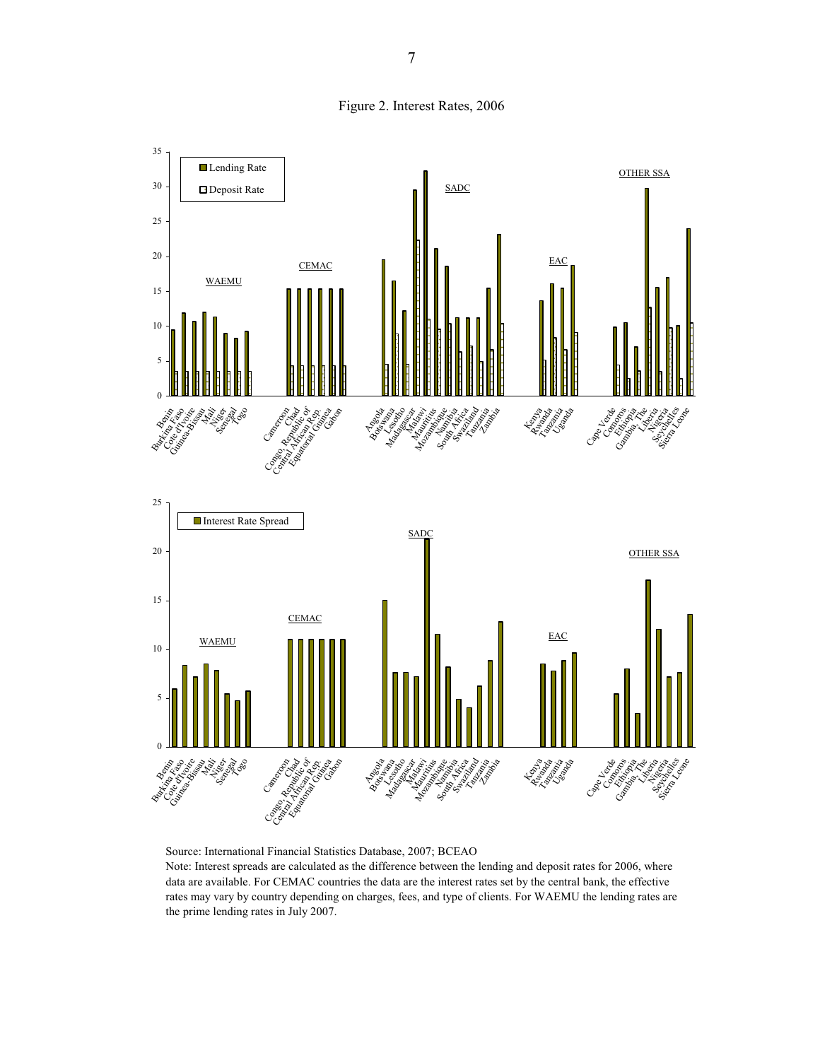Figure 2. Interest Rates, 2006

Source: International Financial Statistics Database, 2007; BCEAO

Note: Interest spreads are calculated as the difference between the lending and deposit rates for 2006, where data are available. For CEMAC countries the data are the interest rates set by the central bank, the effective rates may vary by country depending on charges, fees, and type of clients. For WAEMU the lending rates are the prime lending rates in July 2007.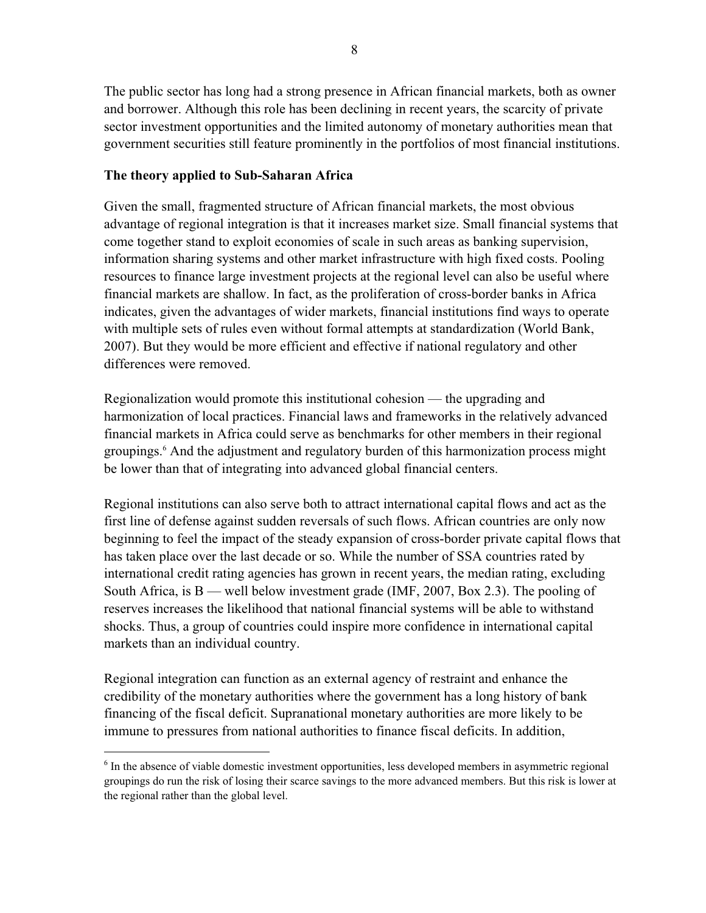The public sector has long had a strong presence in African financial markets, both as owner and borrower. Although this role has been declining in recent years, the scarcity of private sector investment opportunities and the limited autonomy of monetary authorities mean that government securities still feature prominently in the portfolios of most financial institutions.

**The theory applied to Sub-Saharan Africa**

Given the small, fragmented structure of African financial markets, the most obvious advantage of regional integration is that it increases market size. Small financial systems that come together stand to exploit economies of scale in such areas as banking supervision, information sharing systems and other market infrastructure with high fixed costs. Pooling resources to finance large investment projects at the regional level can also be useful where financial markets are shallow. In fact, as the proliferation of cross-border banks in Africa indicates, given the advantages of wider markets, financial institutions find ways to operate with multiple sets of rules even without formal attempts at standardization (World Bank, 2007). But they would be more efficient and effective if national regulatory and other differences were removed.

Regionalization would promote this institutional cohesion — the upgrading and harmonization of local practices. Financial laws and frameworks in the relatively advanced financial markets in Africa could serve as benchmarks for other members in their regional groupings.[6] And the adjustment and regulatory burden of this harmonization process might be lower than that of integrating into advanced global financial centers.

Regional institutions can also serve both to attract international capital flows and act as the first line of defense against sudden reversals of such flows. African countries are only now beginning to feel the impact of the steady expansion of cross-border private capital flows that has taken place over the last decade or so. While the number of SSA countries rated by international credit rating agencies has grown in recent years, the median rating, excluding South Africa, is B — well below investment grade (IMF, 2007, Box 2.3). The pooling of reserves increases the likelihood that national financial systems will be able to withstand shocks. Thus, a group of countries could inspire more confidence in international capital markets than an individual country.

Regional integration can function as an external agency of restraint and enhance the credibility of the monetary authorities where the government has a long history of bank financing of the fiscal deficit. Supranational monetary authorities are more likely to be immune to pressures from national authorities to finance fiscal deficits. In addition,

[6] In the absence of viable domestic investment opportunities, less developed members in asymmetric regional groupings do run the risk of losing their scarce savings to the more advanced members. But this risk is lower at the regional rather than the global level.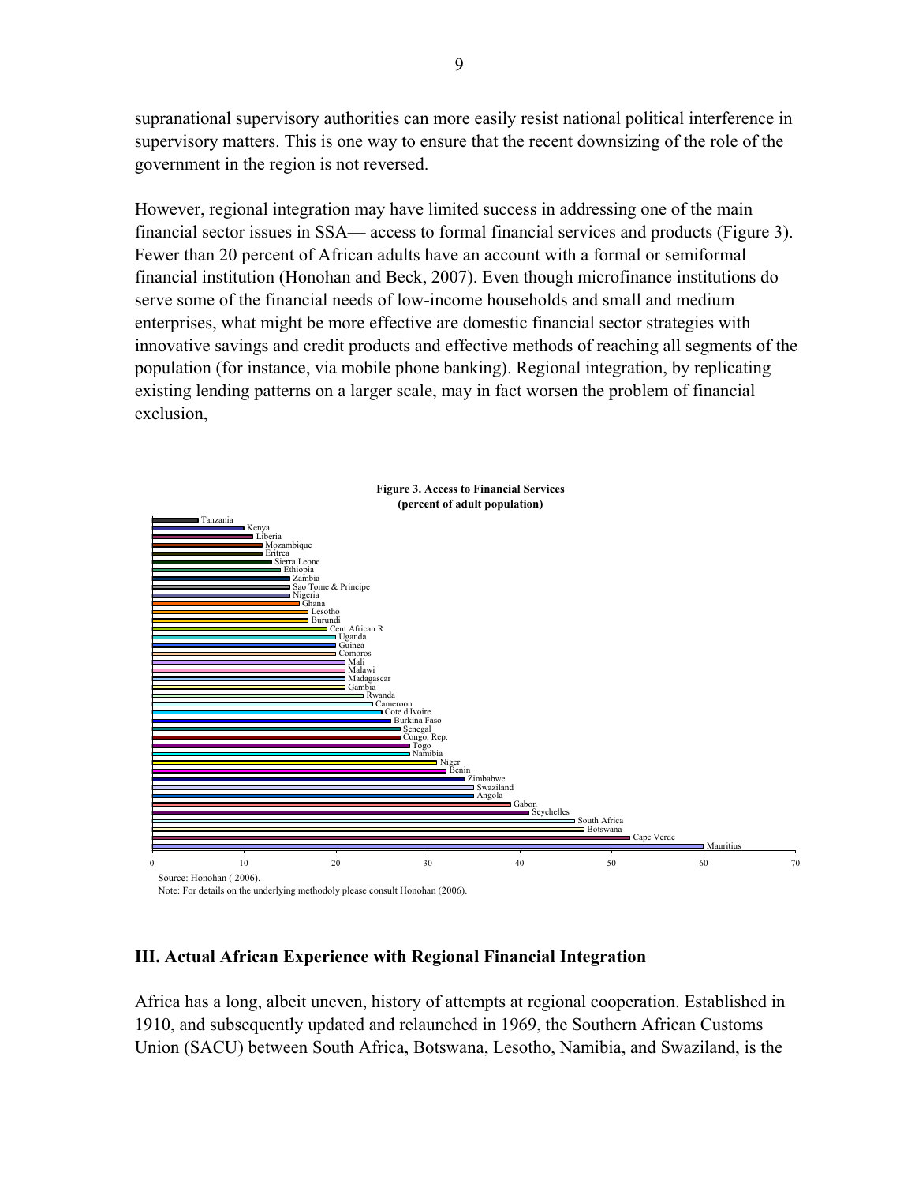supranational supervisory authorities can more easily resist national political interference in supervisory matters. This is one way to ensure that the recent downsizing of the role of the government in the region is not reversed.

However, regional integration may have limited success in addressing one of the main financial sector issues in SSA— access to formal financial services and products (Figure 3). Fewer than 20 percent of African adults have an account with a formal or semiformal financial institution (Honohan and Beck, 2007). Even though microfinance institutions do serve some of the financial needs of low-income households and small and medium enterprises, what might be more effective are domestic financial sector strategies with innovative savings and credit products and effective methods of reaching all segments of the population (for instance, via mobile phone banking). Regional integration, by replicating existing lending patterns on a larger scale, may in fact worsen the problem of financial exclusion,

**Figure 3. Access to Financial Services (percent of adult population)**

Tanzania, Kenya, Liberia, Mozambique, Eritrea, Sierra Leone, Ethiopia, Zambia, Sao Tome & Principe, Nigeria, Ghana, Lesotho, Burundi, Cent African R, Uganda, Guinea, Comoros, Mali, Malawi, Madagascar, Gambia, Rwanda, Cameroon, Cote d'Ivoire, Burkina Faso, Senegal, Congo, Rep., Togo, Namibia, Niger, Benin, Zimbabwe, Swaziland, Angola, Gabon, Seychelles, South Africa, Botswana, Cape Verde, Mauritius

0 10 20 30 40 50 60 70

Source: Honohan ( 2006).

Note: For details on the underlying methodoly please consult Honohan (2006).

## III. Actual African Experience with Regional Financial Integration

Africa has a long, albeit uneven, history of attempts at regional cooperation. Established in 1910, and subsequently updated and relaunched in 1969, the Southern African Customs Union (SACU) between South Africa, Botswana, Lesotho, Namibia, and Swaziland, is the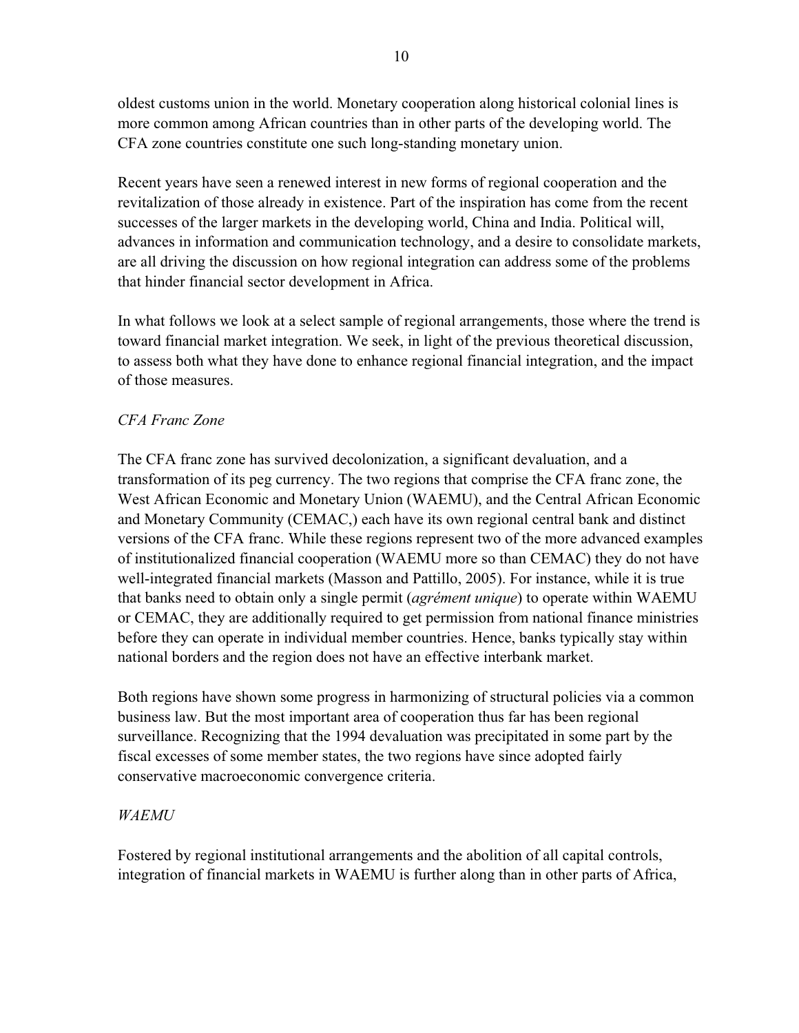oldest customs union in the world. Monetary cooperation along historical colonial lines is more common among African countries than in other parts of the developing world. The CFA zone countries constitute one such long-standing monetary union.

Recent years have seen a renewed interest in new forms of regional cooperation and the revitalization of those already in existence. Part of the inspiration has come from the recent successes of the larger markets in the developing world, China and India. Political will, advances in information and communication technology, and a desire to consolidate markets, are all driving the discussion on how regional integration can address some of the problems that hinder financial sector development in Africa.

In what follows we look at a select sample of regional arrangements, those where the trend is toward financial market integration. We seek, in light of the previous theoretical discussion, to assess both what they have done to enhance regional financial integration, and the impact of those measures.

*CFA Franc Zone*

The CFA franc zone has survived decolonization, a significant devaluation, and a transformation of its peg currency. The two regions that comprise the CFA franc zone, the West African Economic and Monetary Union (WAEMU), and the Central African Economic and Monetary Community (CEMAC,) each have its own regional central bank and distinct versions of the CFA franc. While these regions represent two of the more advanced examples of institutionalized financial cooperation (WAEMU more so than CEMAC) they do not have well-integrated financial markets (Masson and Pattillo, 2005). For instance, while it is true that banks need to obtain only a single permit (*agrément unique*) to operate within WAEMU or CEMAC, they are additionally required to get permission from national finance ministries before they can operate in individual member countries. Hence, banks typically stay within national borders and the region does not have an effective interbank market.

Both regions have shown some progress in harmonizing of structural policies via a common business law. But the most important area of cooperation thus far has been regional surveillance. Recognizing that the 1994 devaluation was precipitated in some part by the fiscal excesses of some member states, the two regions have since adopted fairly conservative macroeconomic convergence criteria.

*WAEMU*

Fostered by regional institutional arrangements and the abolition of all capital controls, integration of financial markets in WAEMU is further along than in other parts of Africa,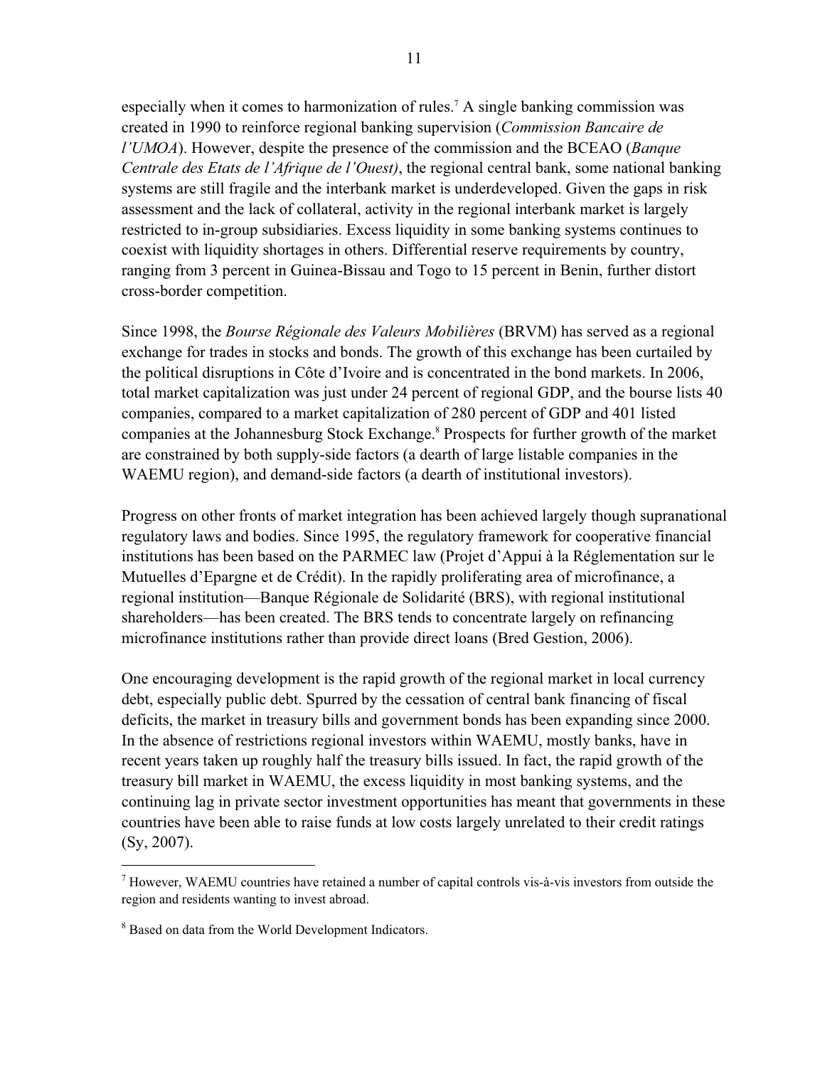especially when it comes to harmonization of rules.[7] A single banking commission was created in 1990 to reinforce regional banking supervision (*Commission Bancaire de l'UMOA*). However, despite the presence of the commission and the BCEAO (*Banque Centrale des Etats de l'Afrique de l'Ouest)*, the regional central bank, some national banking systems are still fragile and the interbank market is underdeveloped. Given the gaps in risk assessment and the lack of collateral, activity in the regional interbank market is largely restricted to in-group subsidiaries. Excess liquidity in some banking systems continues to coexist with liquidity shortages in others. Differential reserve requirements by country, ranging from 3 percent in Guinea-Bissau and Togo to 15 percent in Benin, further distort cross-border competition.

Since 1998, the *Bourse Régionale des Valeurs Mobilières* (BRVM) has served as a regional exchange for trades in stocks and bonds. The growth of this exchange has been curtailed by the political disruptions in Côte d'Ivoire and is concentrated in the bond markets. In 2006, total market capitalization was just under 24 percent of regional GDP, and the bourse lists 40 companies, compared to a market capitalization of 280 percent of GDP and 401 listed companies at the Johannesburg Stock Exchange.[8] Prospects for further growth of the market are constrained by both supply-side factors (a dearth of large listable companies in the WAEMU region), and demand-side factors (a dearth of institutional investors).

Progress on other fronts of market integration has been achieved largely though supranational regulatory laws and bodies. Since 1995, the regulatory framework for cooperative financial institutions has been based on the PARMEC law (Projet d'Appui à la Réglementation sur le Mutuelles d'Epargne et de Crédit). In the rapidly proliferating area of microfinance, a regional institution—Banque Régionale de Solidarité (BRS), with regional institutional shareholders—has been created. The BRS tends to concentrate largely on refinancing microfinance institutions rather than provide direct loans (Bred Gestion, 2006).

One encouraging development is the rapid growth of the regional market in local currency debt, especially public debt. Spurred by the cessation of central bank financing of fiscal deficits, the market in treasury bills and government bonds has been expanding since 2000. In the absence of restrictions regional investors within WAEMU, mostly banks, have in recent years taken up roughly half the treasury bills issued. In fact, the rapid growth of the treasury bill market in WAEMU, the excess liquidity in most banking systems, and the continuing lag in private sector investment opportunities has meant that governments in these countries have been able to raise funds at low costs largely unrelated to their credit ratings (Sy, 2007).

---

[7] However, WAEMU countries have retained a number of capital controls vis-à-vis investors from outside the region and residents wanting to invest abroad.

[8] Based on data from the World Development Indicators.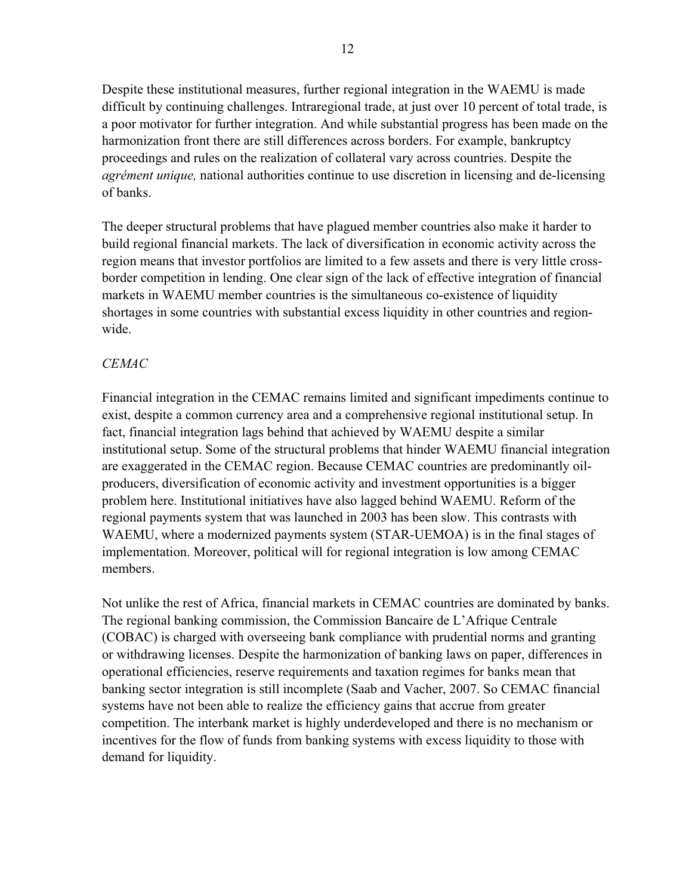Despite these institutional measures, further regional integration in the WAEMU is made difficult by continuing challenges. Intraregional trade, at just over 10 percent of total trade, is a poor motivator for further integration. And while substantial progress has been made on the harmonization front there are still differences across borders. For example, bankruptcy proceedings and rules on the realization of collateral vary across countries. Despite the *agrément unique,* national authorities continue to use discretion in licensing and de-licensing of banks.

The deeper structural problems that have plagued member countries also make it harder to build regional financial markets. The lack of diversification in economic activity across the region means that investor portfolios are limited to a few assets and there is very little cross-border competition in lending. One clear sign of the lack of effective integration of financial markets in WAEMU member countries is the simultaneous co-existence of liquidity shortages in some countries with substantial excess liquidity in other countries and region-wide.

*CEMAC*

Financial integration in the CEMAC remains limited and significant impediments continue to exist, despite a common currency area and a comprehensive regional institutional setup. In fact, financial integration lags behind that achieved by WAEMU despite a similar institutional setup. Some of the structural problems that hinder WAEMU financial integration are exaggerated in the CEMAC region. Because CEMAC countries are predominantly oil-producers, diversification of economic activity and investment opportunities is a bigger problem here. Institutional initiatives have also lagged behind WAEMU. Reform of the regional payments system that was launched in 2003 has been slow. This contrasts with WAEMU, where a modernized payments system (STAR-UEMOA) is in the final stages of implementation. Moreover, political will for regional integration is low among CEMAC members.

Not unlike the rest of Africa, financial markets in CEMAC countries are dominated by banks. The regional banking commission, the Commission Bancaire de L'Afrique Centrale (COBAC) is charged with overseeing bank compliance with prudential norms and granting or withdrawing licenses. Despite the harmonization of banking laws on paper, differences in operational efficiencies, reserve requirements and taxation regimes for banks mean that banking sector integration is still incomplete (Saab and Vacher, 2007. So CEMAC financial systems have not been able to realize the efficiency gains that accrue from greater competition. The interbank market is highly underdeveloped and there is no mechanism or incentives for the flow of funds from banking systems with excess liquidity to those with demand for liquidity.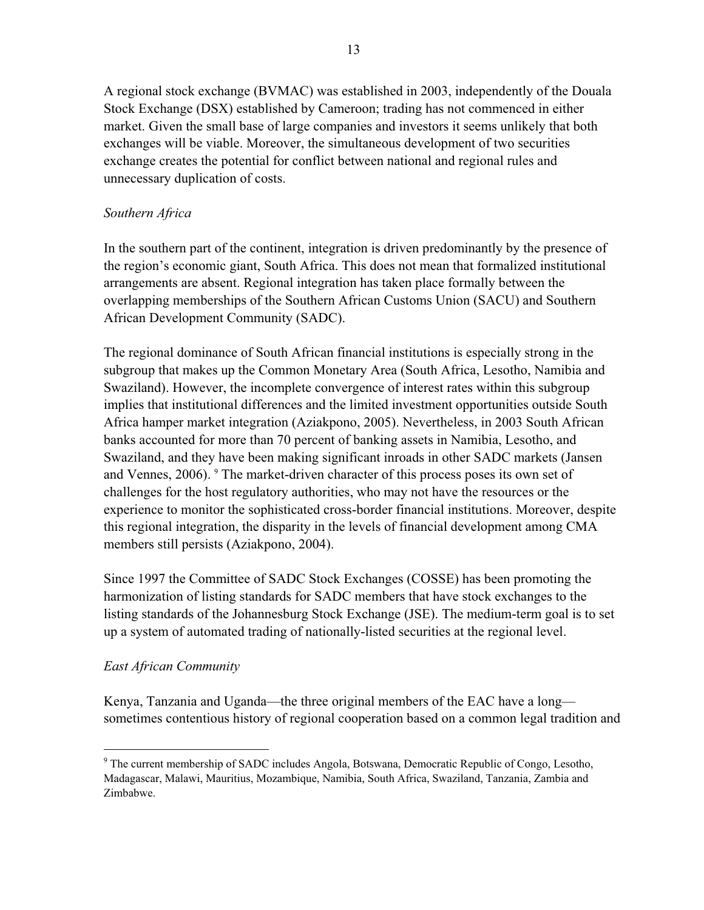A regional stock exchange (BVMAC) was established in 2003, independently of the Douala Stock Exchange (DSX) established by Cameroon; trading has not commenced in either market. Given the small base of large companies and investors it seems unlikely that both exchanges will be viable. Moreover, the simultaneous development of two securities exchange creates the potential for conflict between national and regional rules and unnecessary duplication of costs.

*Southern Africa*

In the southern part of the continent, integration is driven predominantly by the presence of the region's economic giant, South Africa. This does not mean that formalized institutional arrangements are absent. Regional integration has taken place formally between the overlapping memberships of the Southern African Customs Union (SACU) and Southern African Development Community (SADC).

The regional dominance of South African financial institutions is especially strong in the subgroup that makes up the Common Monetary Area (South Africa, Lesotho, Namibia and Swaziland). However, the incomplete convergence of interest rates within this subgroup implies that institutional differences and the limited investment opportunities outside South Africa hamper market integration (Aziakpono, 2005). Nevertheless, in 2003 South African banks accounted for more than 70 percent of banking assets in Namibia, Lesotho, and Swaziland, and they have been making significant inroads in other SADC markets (Jansen and Vennes, 2006). [9] The market-driven character of this process poses its own set of challenges for the host regulatory authorities, who may not have the resources or the experience to monitor the sophisticated cross-border financial institutions. Moreover, despite this regional integration, the disparity in the levels of financial development among CMA members still persists (Aziakpono, 2004).

Since 1997 the Committee of SADC Stock Exchanges (COSSE) has been promoting the harmonization of listing standards for SADC members that have stock exchanges to the listing standards of the Johannesburg Stock Exchange (JSE). The medium-term goal is to set up a system of automated trading of nationally-listed securities at the regional level.

*East African Community*

Kenya, Tanzania and Uganda—the three original members of the EAC have a long—sometimes contentious history of regional cooperation based on a common legal tradition and

---

[9] The current membership of SADC includes Angola, Botswana, Democratic Republic of Congo, Lesotho, Madagascar, Malawi, Mauritius, Mozambique, Namibia, South Africa, Swaziland, Tanzania, Zambia and Zimbabwe.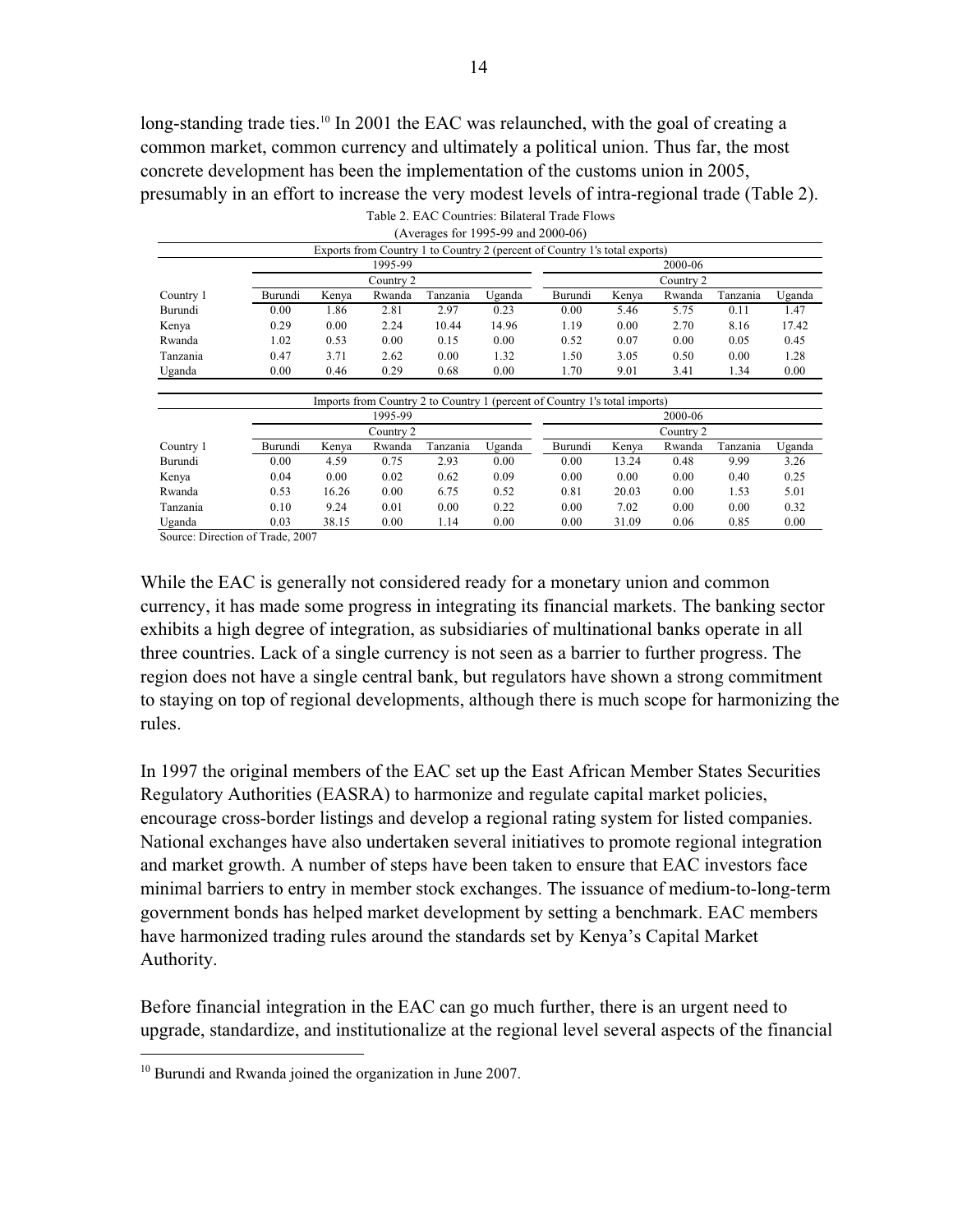long-standing trade ties.[10] In 2001 the EAC was relaunched, with the goal of creating a common market, common currency and ultimately a political union. Thus far, the most concrete development has been the implementation of the customs union in 2005, presumably in an effort to increase the very modest levels of intra-regional trade (Table 2).

Table 2. EAC Countries: Bilateral Trade Flows
(Averages for 1995-99 and 2000-06)

| Exports from Country 1 to Country 2 (percent of Country 1's total exports) | | | | | | | | | | |
|---|---|---|---|---|---|---|---|---|---|---|
| | 1995-99 | | | | | 2000-06 | | | | |
| | Country 2 | | | | | Country 2 | | | | |
| Country 1 | Burundi | Kenya | Rwanda | Tanzania | Uganda | Burundi | Kenya | Rwanda | Tanzania | Uganda |
| Burundi | 0.00 | 1.86 | 2.81 | 2.97 | 0.23 | 0.00 | 5.46 | 5.75 | 0.11 | 1.47 |
| Kenya | 0.29 | 0.00 | 2.24 | 10.44 | 14.96 | 1.19 | 0.00 | 2.70 | 8.16 | 17.42 |
| Rwanda | 1.02 | 0.53 | 0.00 | 0.15 | 0.00 | 0.52 | 0.07 | 0.00 | 0.05 | 0.45 |
| Tanzania | 0.47 | 3.71 | 2.62 | 0.00 | 1.32 | 1.50 | 3.05 | 0.50 | 0.00 | 1.28 |
| Uganda | 0.00 | 0.46 | 0.29 | 0.68 | 0.00 | 1.70 | 9.01 | 3.41 | 1.34 | 0.00 |

| Imports from Country 2 to Country 1 (percent of Country 1's total imports) | | | | | | | | | | |
|---|---|---|---|---|---|---|---|---|---|---|
| | 1995-99 | | | | | 2000-06 | | | | |
| | Country 2 | | | | | Country 2 | | | | |
| Country 1 | Burundi | Kenya | Rwanda | Tanzania | Uganda | Burundi | Kenya | Rwanda | Tanzania | Uganda |
| Burundi | 0.00 | 4.59 | 0.75 | 2.93 | 0.00 | 0.00 | 13.24 | 0.48 | 9.99 | 3.26 |
| Kenya | 0.04 | 0.00 | 0.02 | 0.62 | 0.09 | 0.00 | 0.00 | 0.00 | 0.40 | 0.25 |
| Rwanda | 0.53 | 16.26 | 0.00 | 6.75 | 0.52 | 0.81 | 20.03 | 0.00 | 1.53 | 5.01 |
| Tanzania | 0.10 | 9.24 | 0.01 | 0.00 | 0.22 | 0.00 | 7.02 | 0.00 | 0.00 | 0.32 |
| Uganda | 0.03 | 38.15 | 0.00 | 1.14 | 0.00 | 0.00 | 31.09 | 0.06 | 0.85 | 0.00 |

Source: Direction of Trade, 2007

While the EAC is generally not considered ready for a monetary union and common currency, it has made some progress in integrating its financial markets. The banking sector exhibits a high degree of integration, as subsidiaries of multinational banks operate in all three countries. Lack of a single currency is not seen as a barrier to further progress. The region does not have a single central bank, but regulators have shown a strong commitment to staying on top of regional developments, although there is much scope for harmonizing the rules.

In 1997 the original members of the EAC set up the East African Member States Securities Regulatory Authorities (EASRA) to harmonize and regulate capital market policies, encourage cross-border listings and develop a regional rating system for listed companies. National exchanges have also undertaken several initiatives to promote regional integration and market growth. A number of steps have been taken to ensure that EAC investors face minimal barriers to entry in member stock exchanges. The issuance of medium-to-long-term government bonds has helped market development by setting a benchmark. EAC members have harmonized trading rules around the standards set by Kenya's Capital Market Authority.

Before financial integration in the EAC can go much further, there is an urgent need to upgrade, standardize, and institutionalize at the regional level several aspects of the financial

[10] Burundi and Rwanda joined the organization in June 2007.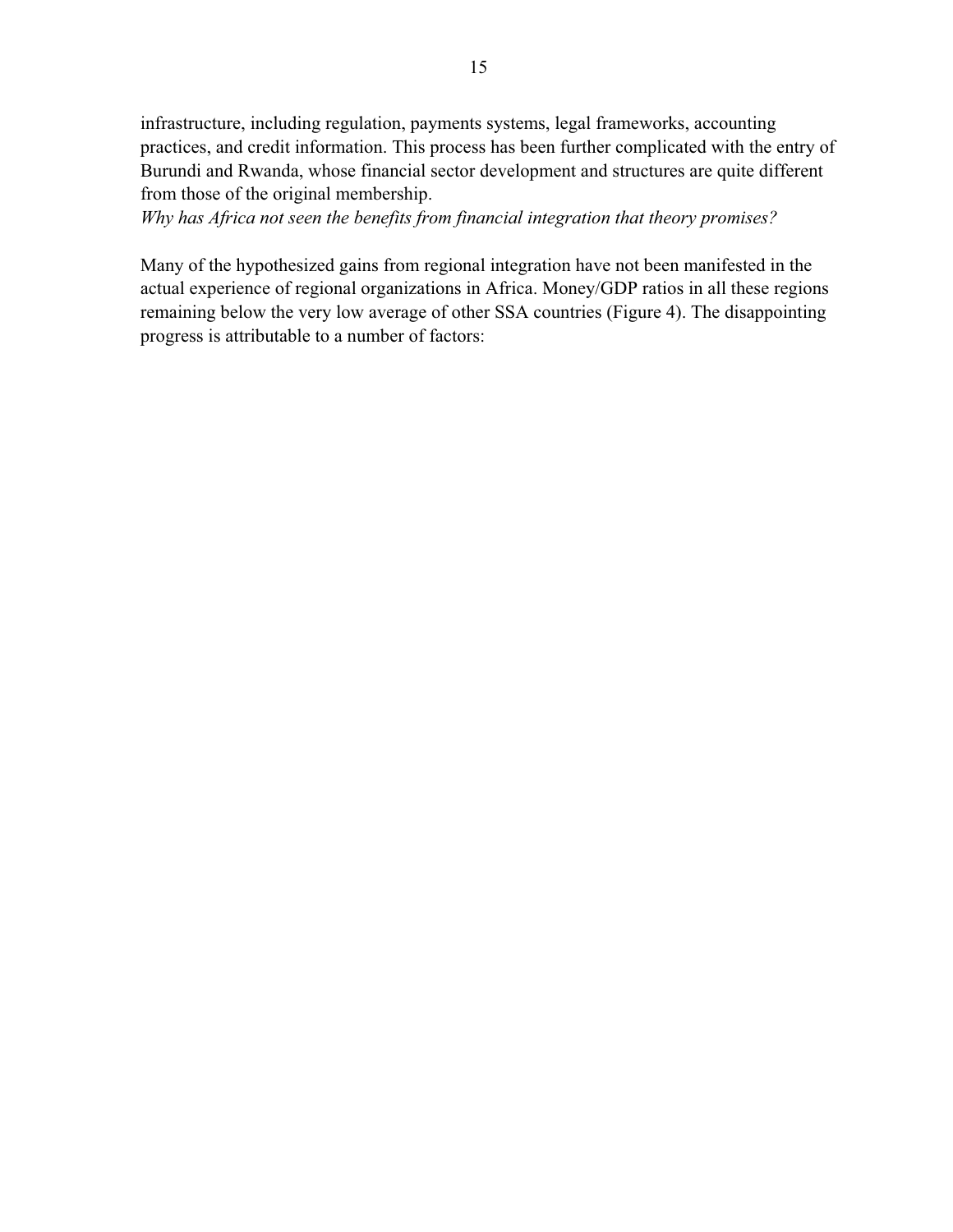infrastructure, including regulation, payments systems, legal frameworks, accounting practices, and credit information. This process has been further complicated with the entry of Burundi and Rwanda, whose financial sector development and structures are quite different from those of the original membership.

*Why has Africa not seen the benefits from financial integration that theory promises?*

Many of the hypothesized gains from regional integration have not been manifested in the actual experience of regional organizations in Africa. Money/GDP ratios in all these regions remaining below the very low average of other SSA countries (Figure 4). The disappointing progress is attributable to a number of factors: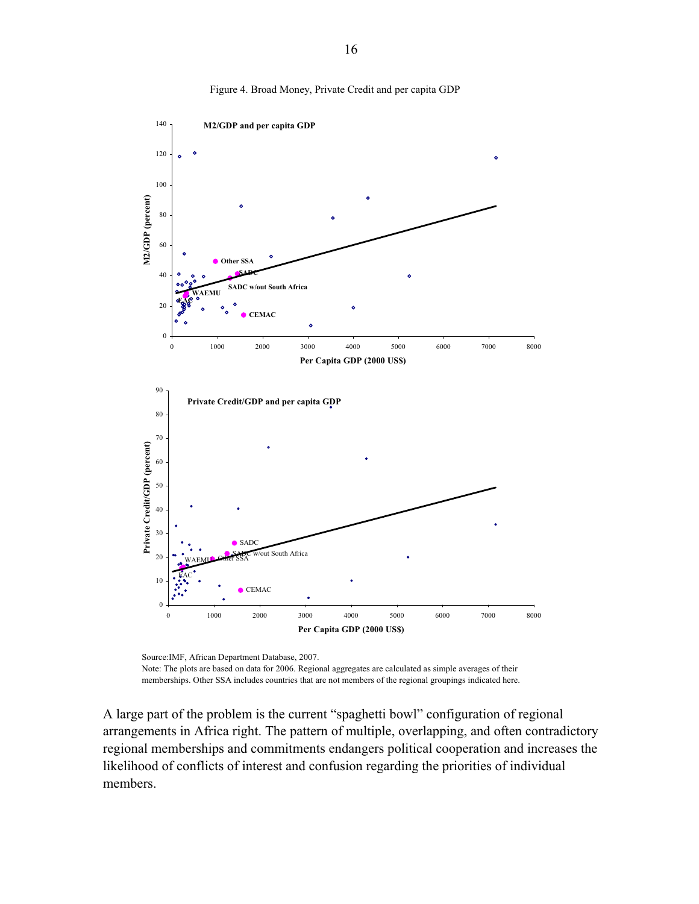Figure 4. Broad Money, Private Credit and per capita GDP

Source:IMF, African Department Database, 2007.
Note: The plots are based on data for 2006. Regional aggregates are calculated as simple averages of their memberships. Other SSA includes countries that are not members of the regional groupings indicated here.

A large part of the problem is the current "spaghetti bowl" configuration of regional arrangements in Africa right. The pattern of multiple, overlapping, and often contradictory regional memberships and commitments endangers political cooperation and increases the likelihood of conflicts of interest and confusion regarding the priorities of individual members.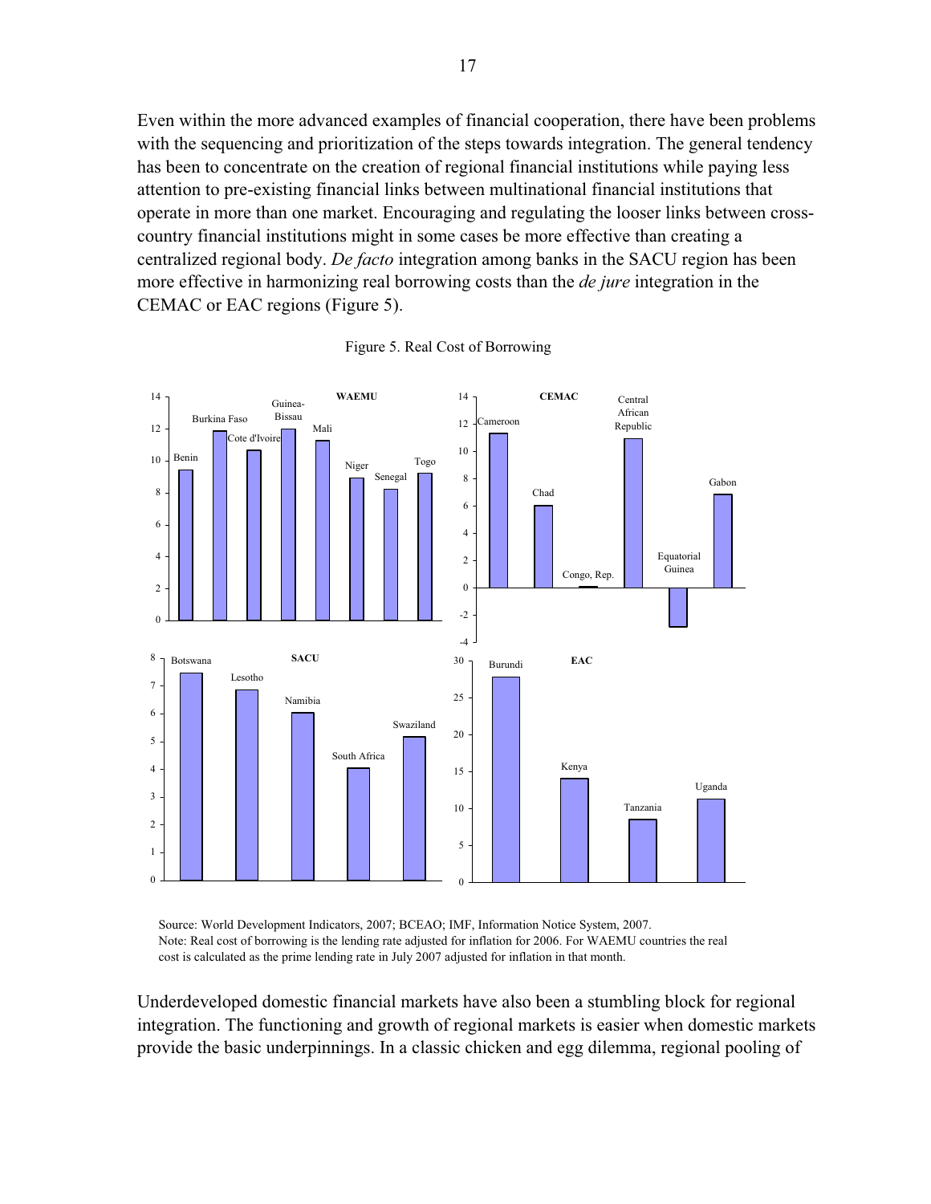Even within the more advanced examples of financial cooperation, there have been problems with the sequencing and prioritization of the steps towards integration. The general tendency has been to concentrate on the creation of regional financial institutions while paying less attention to pre-existing financial links between multinational financial institutions that operate in more than one market. Encouraging and regulating the looser links between cross-country financial institutions might in some cases be more effective than creating a centralized regional body. *De facto* integration among banks in the SACU region has been more effective in harmonizing real borrowing costs than the *de jure* integration in the CEMAC or EAC regions (Figure 5).

Figure 5. Real Cost of Borrowing

Source: World Development Indicators, 2007; BCEAO; IMF, Information Notice System, 2007.
Note: Real cost of borrowing is the lending rate adjusted for inflation for 2006. For WAEMU countries the real cost is calculated as the prime lending rate in July 2007 adjusted for inflation in that month.

Underdeveloped domestic financial markets have also been a stumbling block for regional integration. The functioning and growth of regional markets is easier when domestic markets provide the basic underpinnings. In a classic chicken and egg dilemma, regional pooling of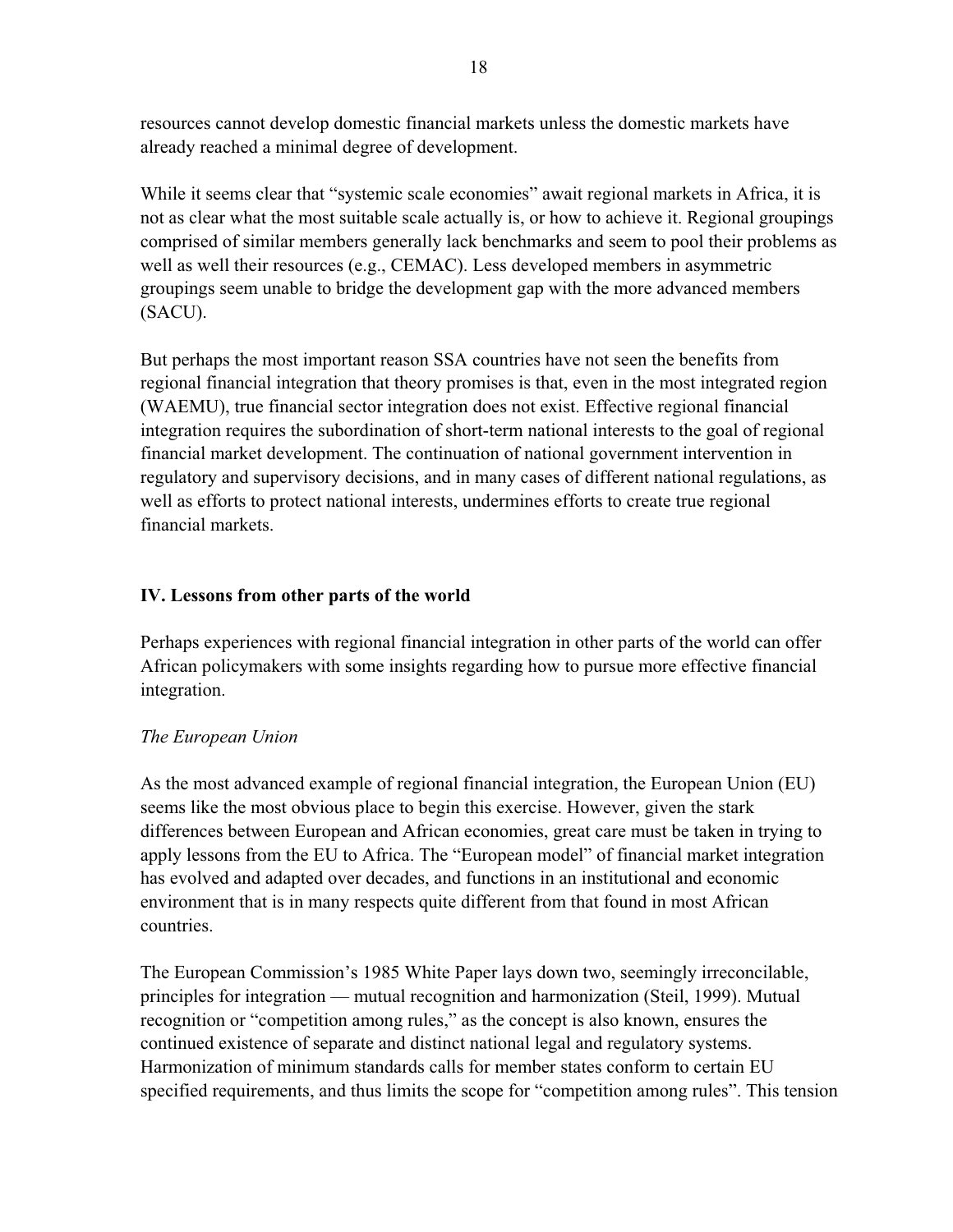resources cannot develop domestic financial markets unless the domestic markets have already reached a minimal degree of development.

While it seems clear that "systemic scale economies" await regional markets in Africa, it is not as clear what the most suitable scale actually is, or how to achieve it. Regional groupings comprised of similar members generally lack benchmarks and seem to pool their problems as well as well their resources (e.g., CEMAC). Less developed members in asymmetric groupings seem unable to bridge the development gap with the more advanced members (SACU).

But perhaps the most important reason SSA countries have not seen the benefits from regional financial integration that theory promises is that, even in the most integrated region (WAEMU), true financial sector integration does not exist. Effective regional financial integration requires the subordination of short-term national interests to the goal of regional financial market development. The continuation of national government intervention in regulatory and supervisory decisions, and in many cases of different national regulations, as well as efforts to protect national interests, undermines efforts to create true regional financial markets.

## IV. Lessons from other parts of the world

Perhaps experiences with regional financial integration in other parts of the world can offer African policymakers with some insights regarding how to pursue more effective financial integration.

*The European Union*

As the most advanced example of regional financial integration, the European Union (EU) seems like the most obvious place to begin this exercise. However, given the stark differences between European and African economies, great care must be taken in trying to apply lessons from the EU to Africa. The "European model" of financial market integration has evolved and adapted over decades, and functions in an institutional and economic environment that is in many respects quite different from that found in most African countries.

The European Commission's 1985 White Paper lays down two, seemingly irreconcilable, principles for integration — mutual recognition and harmonization (Steil, 1999). Mutual recognition or "competition among rules," as the concept is also known, ensures the continued existence of separate and distinct national legal and regulatory systems. Harmonization of minimum standards calls for member states conform to certain EU specified requirements, and thus limits the scope for "competition among rules". This tension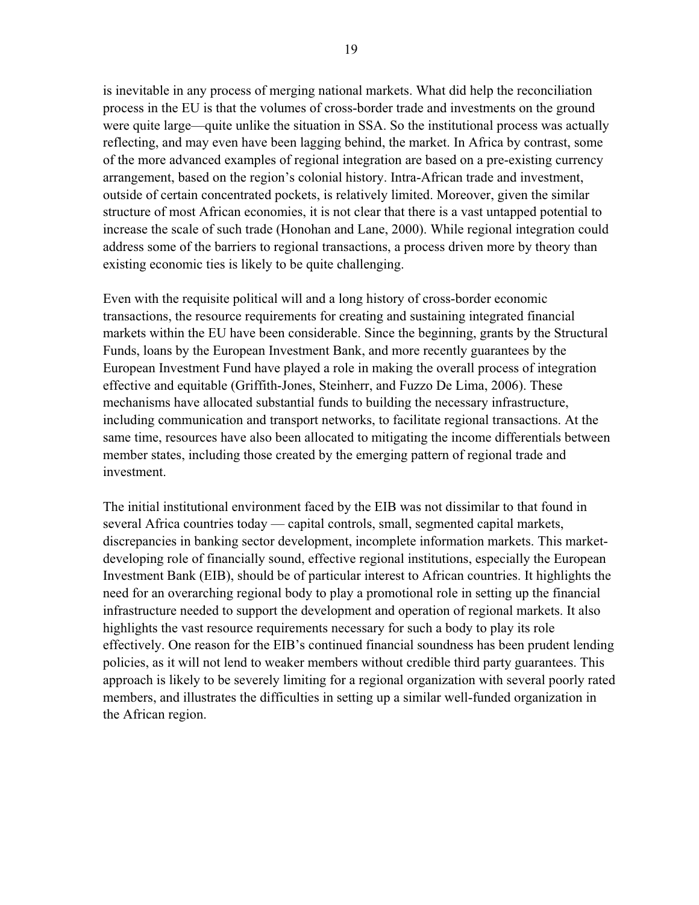is inevitable in any process of merging national markets. What did help the reconciliation process in the EU is that the volumes of cross-border trade and investments on the ground were quite large—quite unlike the situation in SSA. So the institutional process was actually reflecting, and may even have been lagging behind, the market. In Africa by contrast, some of the more advanced examples of regional integration are based on a pre-existing currency arrangement, based on the region's colonial history. Intra-African trade and investment, outside of certain concentrated pockets, is relatively limited. Moreover, given the similar structure of most African economies, it is not clear that there is a vast untapped potential to increase the scale of such trade (Honohan and Lane, 2000). While regional integration could address some of the barriers to regional transactions, a process driven more by theory than existing economic ties is likely to be quite challenging.

Even with the requisite political will and a long history of cross-border economic transactions, the resource requirements for creating and sustaining integrated financial markets within the EU have been considerable. Since the beginning, grants by the Structural Funds, loans by the European Investment Bank, and more recently guarantees by the European Investment Fund have played a role in making the overall process of integration effective and equitable (Griffith-Jones, Steinherr, and Fuzzo De Lima, 2006). These mechanisms have allocated substantial funds to building the necessary infrastructure, including communication and transport networks, to facilitate regional transactions. At the same time, resources have also been allocated to mitigating the income differentials between member states, including those created by the emerging pattern of regional trade and investment.

The initial institutional environment faced by the EIB was not dissimilar to that found in several Africa countries today — capital controls, small, segmented capital markets, discrepancies in banking sector development, incomplete information markets. This market-developing role of financially sound, effective regional institutions, especially the European Investment Bank (EIB), should be of particular interest to African countries. It highlights the need for an overarching regional body to play a promotional role in setting up the financial infrastructure needed to support the development and operation of regional markets. It also highlights the vast resource requirements necessary for such a body to play its role effectively. One reason for the EIB's continued financial soundness has been prudent lending policies, as it will not lend to weaker members without credible third party guarantees. This approach is likely to be severely limiting for a regional organization with several poorly rated members, and illustrates the difficulties in setting up a similar well-funded organization in the African region.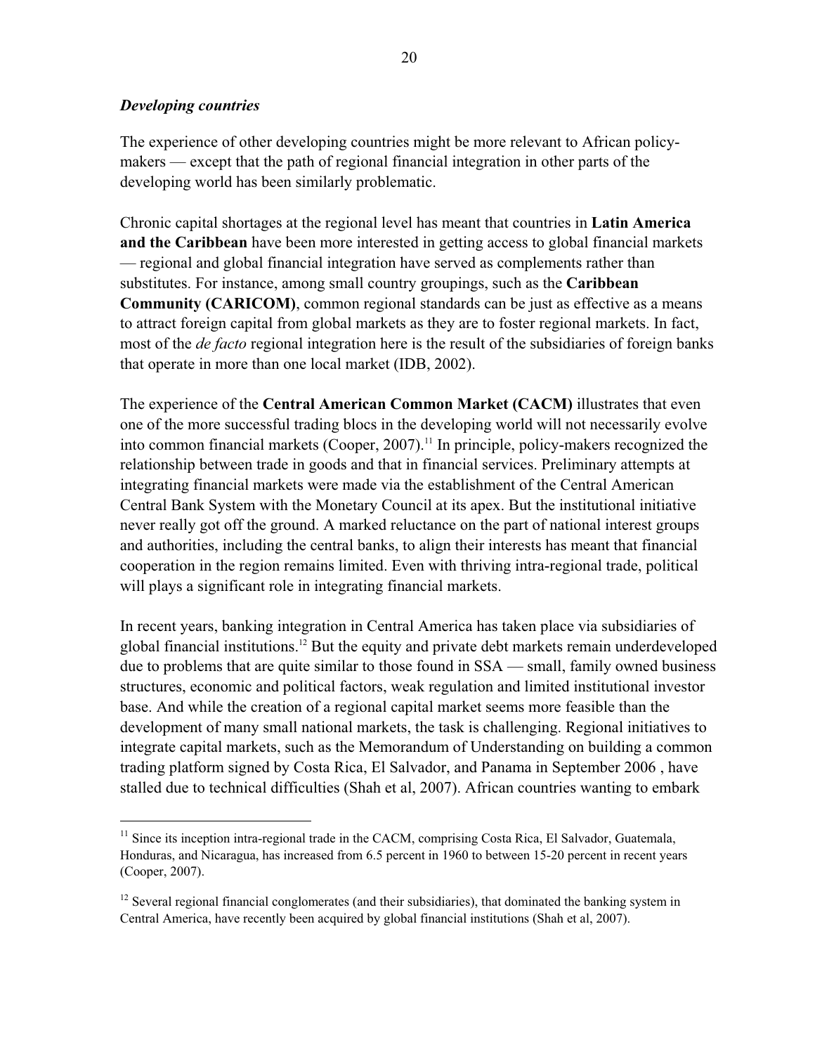### *Developing countries*

The experience of other developing countries might be more relevant to African policy-makers — except that the path of regional financial integration in other parts of the developing world has been similarly problematic.

Chronic capital shortages at the regional level has meant that countries in **Latin America and the Caribbean** have been more interested in getting access to global financial markets — regional and global financial integration have served as complements rather than substitutes. For instance, among small country groupings, such as the **Caribbean Community (CARICOM)**, common regional standards can be just as effective as a means to attract foreign capital from global markets as they are to foster regional markets. In fact, most of the *de facto* regional integration here is the result of the subsidiaries of foreign banks that operate in more than one local market (IDB, 2002).

The experience of the **Central American Common Market (CACM)** illustrates that even one of the more successful trading blocs in the developing world will not necessarily evolve into common financial markets (Cooper, 2007).[11] In principle, policy-makers recognized the relationship between trade in goods and that in financial services. Preliminary attempts at integrating financial markets were made via the establishment of the Central American Central Bank System with the Monetary Council at its apex. But the institutional initiative never really got off the ground. A marked reluctance on the part of national interest groups and authorities, including the central banks, to align their interests has meant that financial cooperation in the region remains limited. Even with thriving intra-regional trade, political will plays a significant role in integrating financial markets.

In recent years, banking integration in Central America has taken place via subsidiaries of global financial institutions.[12] But the equity and private debt markets remain underdeveloped due to problems that are quite similar to those found in SSA — small, family owned business structures, economic and political factors, weak regulation and limited institutional investor base. And while the creation of a regional capital market seems more feasible than the development of many small national markets, the task is challenging. Regional initiatives to integrate capital markets, such as the Memorandum of Understanding on building a common trading platform signed by Costa Rica, El Salvador, and Panama in September 2006 , have stalled due to technical difficulties (Shah et al, 2007). African countries wanting to embark

---

[11] Since its inception intra-regional trade in the CACM, comprising Costa Rica, El Salvador, Guatemala, Honduras, and Nicaragua, has increased from 6.5 percent in 1960 to between 15-20 percent in recent years (Cooper, 2007).

[12] Several regional financial conglomerates (and their subsidiaries), that dominated the banking system in Central America, have recently been acquired by global financial institutions (Shah et al, 2007).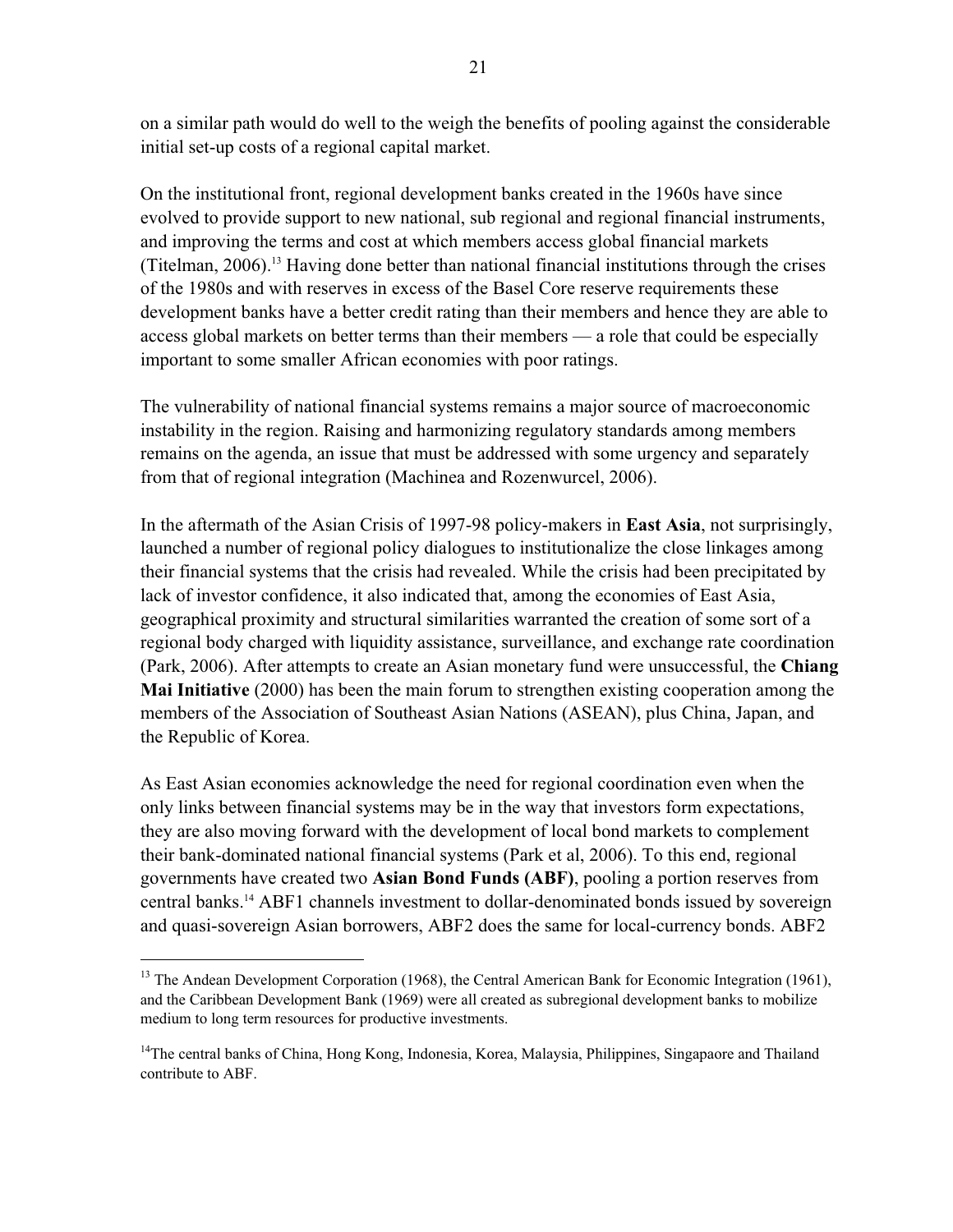on a similar path would do well to the weigh the benefits of pooling against the considerable initial set-up costs of a regional capital market.

On the institutional front, regional development banks created in the 1960s have since evolved to provide support to new national, sub regional and regional financial instruments, and improving the terms and cost at which members access global financial markets (Titelman, 2006).[13] Having done better than national financial institutions through the crises of the 1980s and with reserves in excess of the Basel Core reserve requirements these development banks have a better credit rating than their members and hence they are able to access global markets on better terms than their members — a role that could be especially important to some smaller African economies with poor ratings.

The vulnerability of national financial systems remains a major source of macroeconomic instability in the region. Raising and harmonizing regulatory standards among members remains on the agenda, an issue that must be addressed with some urgency and separately from that of regional integration (Machinea and Rozenwurcel, 2006).

In the aftermath of the Asian Crisis of 1997-98 policy-makers in **East Asia**, not surprisingly, launched a number of regional policy dialogues to institutionalize the close linkages among their financial systems that the crisis had revealed. While the crisis had been precipitated by lack of investor confidence, it also indicated that, among the economies of East Asia, geographical proximity and structural similarities warranted the creation of some sort of a regional body charged with liquidity assistance, surveillance, and exchange rate coordination (Park, 2006). After attempts to create an Asian monetary fund were unsuccessful, the **Chiang Mai Initiative** (2000) has been the main forum to strengthen existing cooperation among the members of the Association of Southeast Asian Nations (ASEAN), plus China, Japan, and the Republic of Korea.

As East Asian economies acknowledge the need for regional coordination even when the only links between financial systems may be in the way that investors form expectations, they are also moving forward with the development of local bond markets to complement their bank-dominated national financial systems (Park et al, 2006). To this end, regional governments have created two **Asian Bond Funds (ABF)**, pooling a portion reserves from central banks.[14] ABF1 channels investment to dollar-denominated bonds issued by sovereign and quasi-sovereign Asian borrowers, ABF2 does the same for local-currency bonds. ABF2

---

[13] The Andean Development Corporation (1968), the Central American Bank for Economic Integration (1961), and the Caribbean Development Bank (1969) were all created as subregional development banks to mobilize medium to long term resources for productive investments.

[14] The central banks of China, Hong Kong, Indonesia, Korea, Malaysia, Philippines, Singapaore and Thailand contribute to ABF.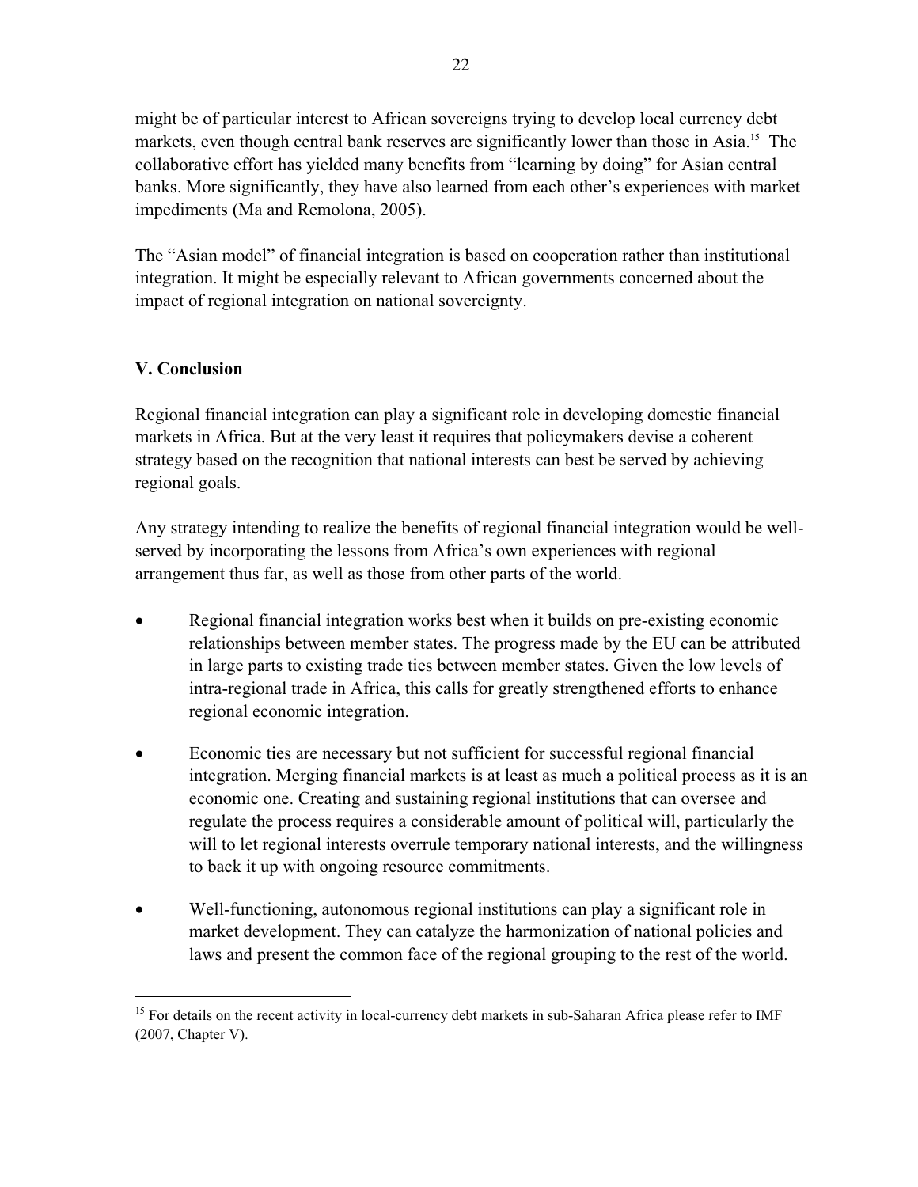might be of particular interest to African sovereigns trying to develop local currency debt markets, even though central bank reserves are significantly lower than those in Asia.[15] The collaborative effort has yielded many benefits from "learning by doing" for Asian central banks. More significantly, they have also learned from each other's experiences with market impediments (Ma and Remolona, 2005).

The "Asian model" of financial integration is based on cooperation rather than institutional integration. It might be especially relevant to African governments concerned about the impact of regional integration on national sovereignty.

## V. Conclusion

Regional financial integration can play a significant role in developing domestic financial markets in Africa. But at the very least it requires that policymakers devise a coherent strategy based on the recognition that national interests can best be served by achieving regional goals.

Any strategy intending to realize the benefits of regional financial integration would be well-served by incorporating the lessons from Africa's own experiences with regional arrangement thus far, as well as those from other parts of the world.

- Regional financial integration works best when it builds on pre-existing economic relationships between member states. The progress made by the EU can be attributed in large parts to existing trade ties between member states. Given the low levels of intra-regional trade in Africa, this calls for greatly strengthened efforts to enhance regional economic integration.
- Economic ties are necessary but not sufficient for successful regional financial integration. Merging financial markets is at least as much a political process as it is an economic one. Creating and sustaining regional institutions that can oversee and regulate the process requires a considerable amount of political will, particularly the will to let regional interests overrule temporary national interests, and the willingness to back it up with ongoing resource commitments.
- Well-functioning, autonomous regional institutions can play a significant role in market development. They can catalyze the harmonization of national policies and laws and present the common face of the regional grouping to the rest of the world.

[15] For details on the recent activity in local-currency debt markets in sub-Saharan Africa please refer to IMF (2007, Chapter V).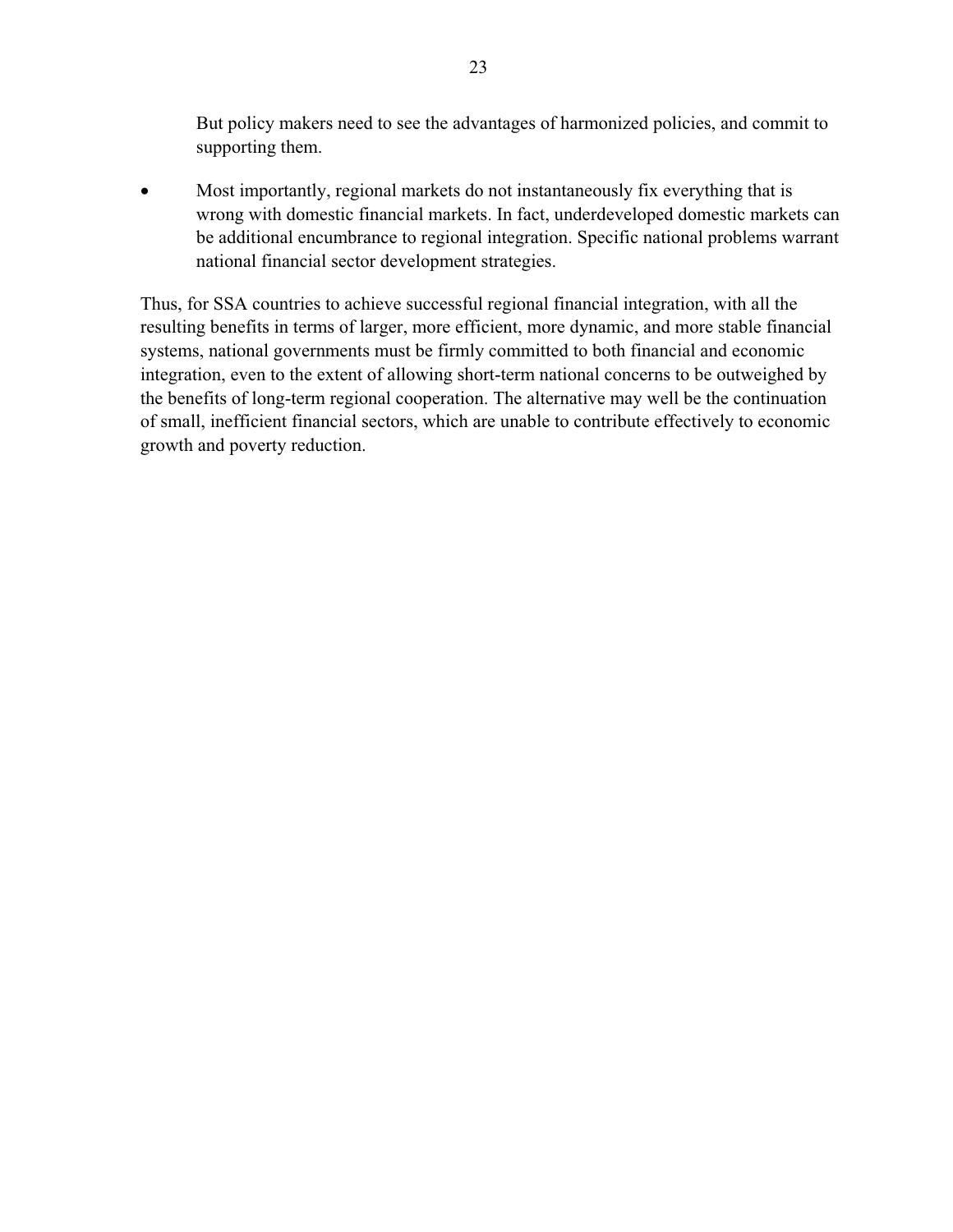But policy makers need to see the advantages of harmonized policies, and commit to supporting them.

- Most importantly, regional markets do not instantaneously fix everything that is wrong with domestic financial markets. In fact, underdeveloped domestic markets can be additional encumbrance to regional integration. Specific national problems warrant national financial sector development strategies.

Thus, for SSA countries to achieve successful regional financial integration, with all the resulting benefits in terms of larger, more efficient, more dynamic, and more stable financial systems, national governments must be firmly committed to both financial and economic integration, even to the extent of allowing short-term national concerns to be outweighed by the benefits of long-term regional cooperation. The alternative may well be the continuation of small, inefficient financial sectors, which are unable to contribute effectively to economic growth and poverty reduction.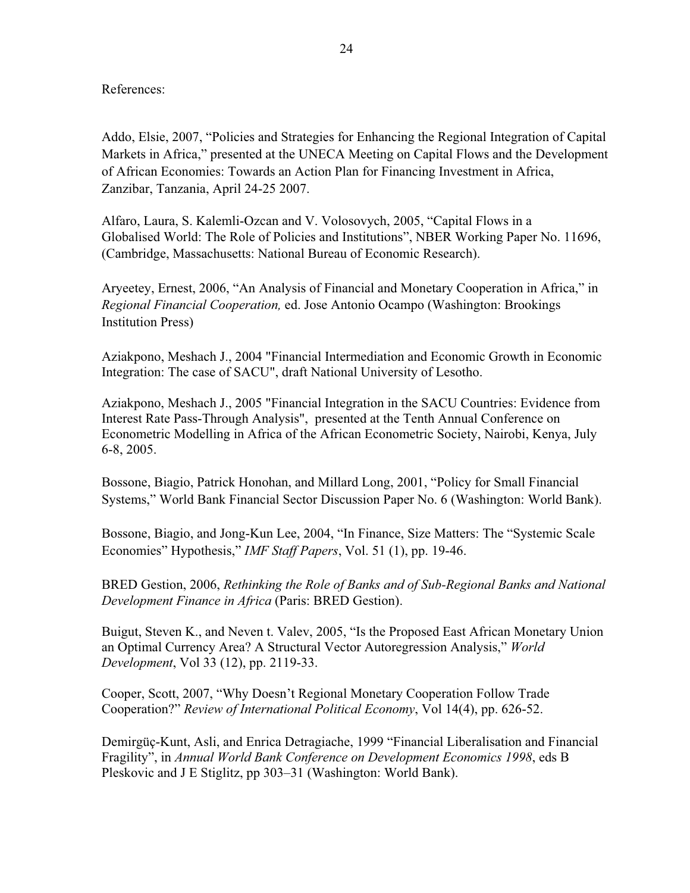References:

Addo, Elsie, 2007, "Policies and Strategies for Enhancing the Regional Integration of Capital Markets in Africa," presented at the UNECA Meeting on Capital Flows and the Development of African Economies: Towards an Action Plan for Financing Investment in Africa, Zanzibar, Tanzania, April 24-25 2007.

Alfaro, Laura, S. Kalemli-Ozcan and V. Volosovych, 2005, "Capital Flows in a Globalised World: The Role of Policies and Institutions", NBER Working Paper No. 11696, (Cambridge, Massachusetts: National Bureau of Economic Research).

Aryeetey, Ernest, 2006, "An Analysis of Financial and Monetary Cooperation in Africa," in *Regional Financial Cooperation,* ed. Jose Antonio Ocampo (Washington: Brookings Institution Press)

Aziakpono, Meshach J., 2004 "Financial Intermediation and Economic Growth in Economic Integration: The case of SACU", draft National University of Lesotho.

Aziakpono, Meshach J., 2005 "Financial Integration in the SACU Countries: Evidence from Interest Rate Pass-Through Analysis", presented at the Tenth Annual Conference on Econometric Modelling in Africa of the African Econometric Society, Nairobi, Kenya, July 6-8, 2005.

Bossone, Biagio, Patrick Honohan, and Millard Long, 2001, "Policy for Small Financial Systems," World Bank Financial Sector Discussion Paper No. 6 (Washington: World Bank).

Bossone, Biagio, and Jong-Kun Lee, 2004, "In Finance, Size Matters: The "Systemic Scale Economies" Hypothesis," *IMF Staff Papers*, Vol. 51 (1), pp. 19-46.

BRED Gestion, 2006, *Rethinking the Role of Banks and of Sub-Regional Banks and National Development Finance in Africa* (Paris: BRED Gestion).

Buigut, Steven K., and Neven t. Valev, 2005, "Is the Proposed East African Monetary Union an Optimal Currency Area? A Structural Vector Autoregression Analysis," *World Development*, Vol 33 (12), pp. 2119-33.

Cooper, Scott, 2007, "Why Doesn't Regional Monetary Cooperation Follow Trade Cooperation?" *Review of International Political Economy*, Vol 14(4), pp. 626-52.

Demirgüç-Kunt, Asli, and Enrica Detragiache, 1999 "Financial Liberalisation and Financial Fragility", in *Annual World Bank Conference on Development Economics 1998*, eds B Pleskovic and J E Stiglitz, pp 303–31 (Washington: World Bank).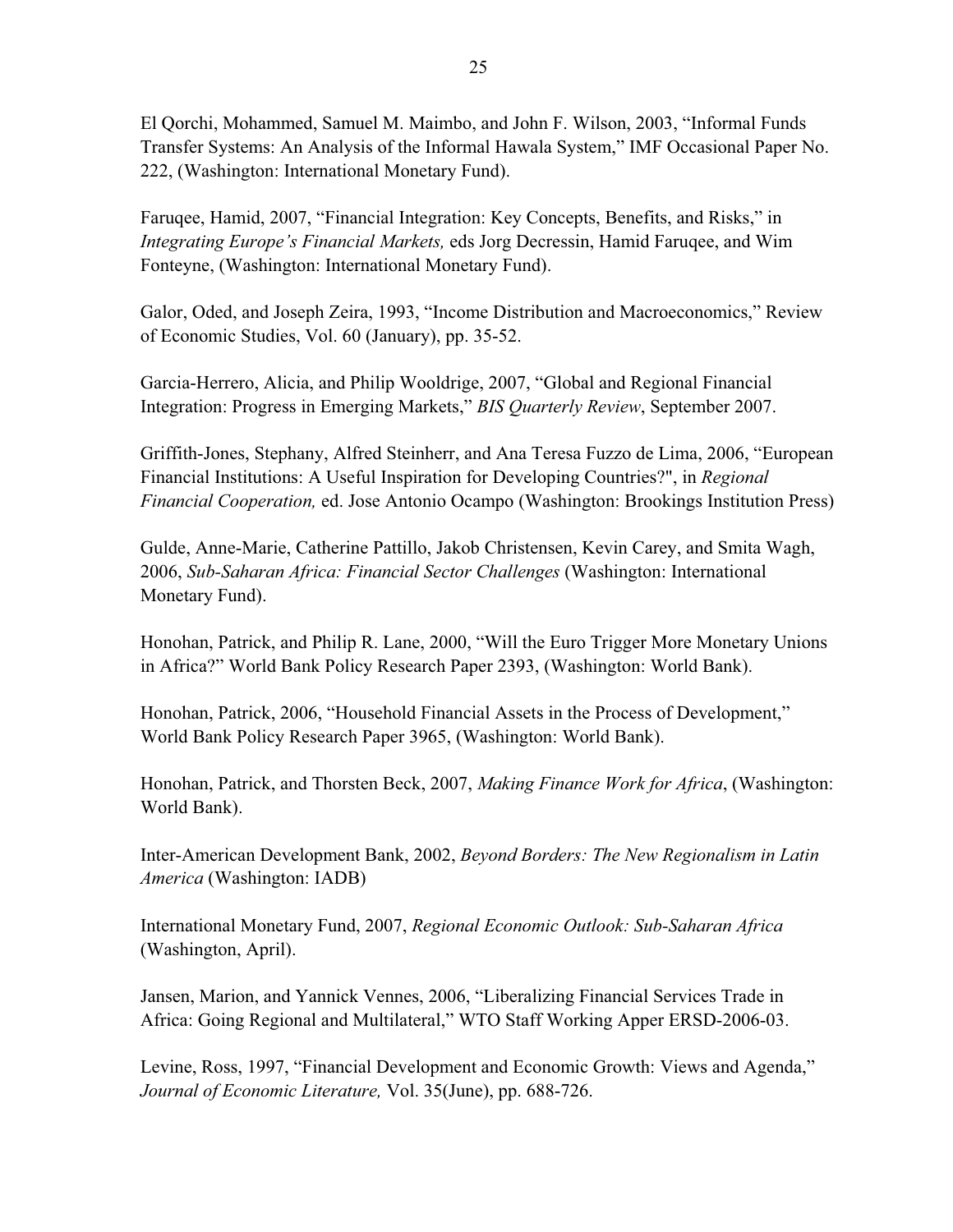El Qorchi, Mohammed, Samuel M. Maimbo, and John F. Wilson, 2003, "Informal Funds Transfer Systems: An Analysis of the Informal Hawala System," IMF Occasional Paper No. 222, (Washington: International Monetary Fund).

Faruqee, Hamid, 2007, "Financial Integration: Key Concepts, Benefits, and Risks," in *Integrating Europe's Financial Markets,* eds Jorg Decressin, Hamid Faruqee, and Wim Fonteyne, (Washington: International Monetary Fund).

Galor, Oded, and Joseph Zeira, 1993, "Income Distribution and Macroeconomics," Review of Economic Studies, Vol. 60 (January), pp. 35-52.

Garcia-Herrero, Alicia, and Philip Wooldrige, 2007, "Global and Regional Financial Integration: Progress in Emerging Markets," *BIS Quarterly Review*, September 2007.

Griffith-Jones, Stephany, Alfred Steinherr, and Ana Teresa Fuzzo de Lima, 2006, "European Financial Institutions: A Useful Inspiration for Developing Countries?", in *Regional Financial Cooperation,* ed. Jose Antonio Ocampo (Washington: Brookings Institution Press)

Gulde, Anne-Marie, Catherine Pattillo, Jakob Christensen, Kevin Carey, and Smita Wagh, 2006, *Sub-Saharan Africa: Financial Sector Challenges* (Washington: International Monetary Fund).

Honohan, Patrick, and Philip R. Lane, 2000, "Will the Euro Trigger More Monetary Unions in Africa?" World Bank Policy Research Paper 2393, (Washington: World Bank).

Honohan, Patrick, 2006, "Household Financial Assets in the Process of Development," World Bank Policy Research Paper 3965, (Washington: World Bank).

Honohan, Patrick, and Thorsten Beck, 2007, *Making Finance Work for Africa*, (Washington: World Bank).

Inter-American Development Bank, 2002, *Beyond Borders: The New Regionalism in Latin America* (Washington: IADB)

International Monetary Fund, 2007, *Regional Economic Outlook: Sub-Saharan Africa* (Washington, April).

Jansen, Marion, and Yannick Vennes, 2006, "Liberalizing Financial Services Trade in Africa: Going Regional and Multilateral," WTO Staff Working Apper ERSD-2006-03.

Levine, Ross, 1997, "Financial Development and Economic Growth: Views and Agenda," *Journal of Economic Literature,* Vol. 35(June), pp. 688-726.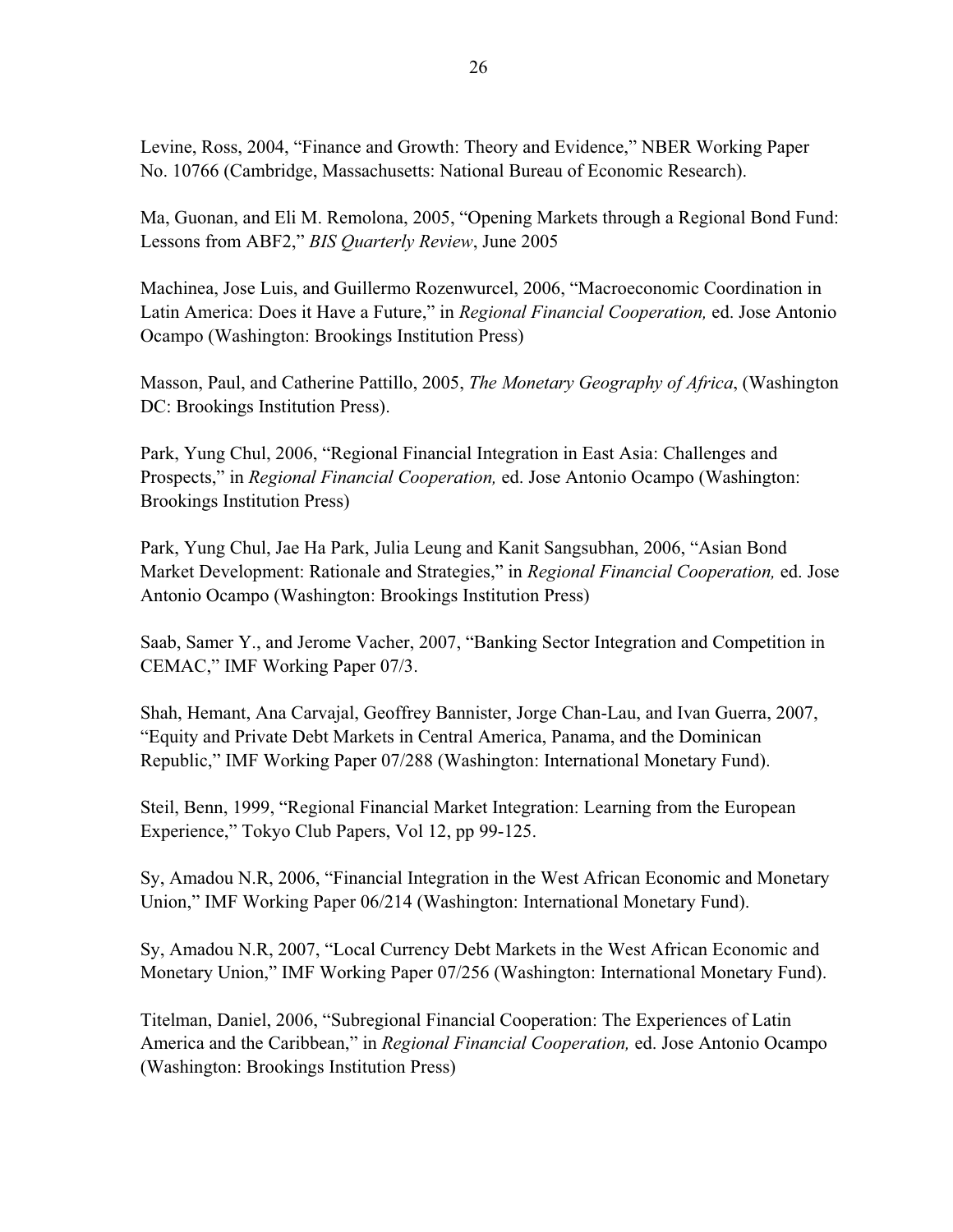Levine, Ross, 2004, "Finance and Growth: Theory and Evidence," NBER Working Paper No. 10766 (Cambridge, Massachusetts: National Bureau of Economic Research).

Ma, Guonan, and Eli M. Remolona, 2005, "Opening Markets through a Regional Bond Fund: Lessons from ABF2," *BIS Quarterly Review*, June 2005

Machinea, Jose Luis, and Guillermo Rozenwurcel, 2006, "Macroeconomic Coordination in Latin America: Does it Have a Future," in *Regional Financial Cooperation,* ed. Jose Antonio Ocampo (Washington: Brookings Institution Press)

Masson, Paul, and Catherine Pattillo, 2005, *The Monetary Geography of Africa*, (Washington DC: Brookings Institution Press).

Park, Yung Chul, 2006, "Regional Financial Integration in East Asia: Challenges and Prospects," in *Regional Financial Cooperation,* ed. Jose Antonio Ocampo (Washington: Brookings Institution Press)

Park, Yung Chul, Jae Ha Park, Julia Leung and Kanit Sangsubhan, 2006, "Asian Bond Market Development: Rationale and Strategies," in *Regional Financial Cooperation,* ed. Jose Antonio Ocampo (Washington: Brookings Institution Press)

Saab, Samer Y., and Jerome Vacher, 2007, "Banking Sector Integration and Competition in CEMAC," IMF Working Paper 07/3.

Shah, Hemant, Ana Carvajal, Geoffrey Bannister, Jorge Chan-Lau, and Ivan Guerra, 2007, "Equity and Private Debt Markets in Central America, Panama, and the Dominican Republic," IMF Working Paper 07/288 (Washington: International Monetary Fund).

Steil, Benn, 1999, "Regional Financial Market Integration: Learning from the European Experience," Tokyo Club Papers, Vol 12, pp 99-125.

Sy, Amadou N.R, 2006, "Financial Integration in the West African Economic and Monetary Union," IMF Working Paper 06/214 (Washington: International Monetary Fund).

Sy, Amadou N.R, 2007, "Local Currency Debt Markets in the West African Economic and Monetary Union," IMF Working Paper 07/256 (Washington: International Monetary Fund).

Titelman, Daniel, 2006, "Subregional Financial Cooperation: The Experiences of Latin America and the Caribbean," in *Regional Financial Cooperation,* ed. Jose Antonio Ocampo (Washington: Brookings Institution Press)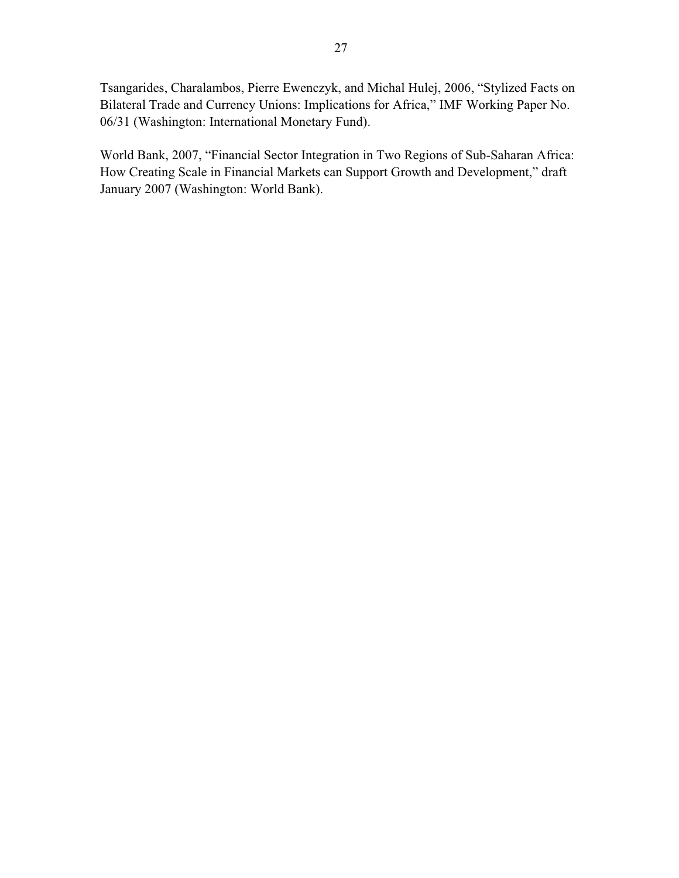Tsangarides, Charalambos, Pierre Ewenczyk, and Michal Hulej, 2006, "Stylized Facts on Bilateral Trade and Currency Unions: Implications for Africa," IMF Working Paper No. 06/31 (Washington: International Monetary Fund).

World Bank, 2007, "Financial Sector Integration in Two Regions of Sub-Saharan Africa: How Creating Scale in Financial Markets can Support Growth and Development," draft January 2007 (Washington: World Bank).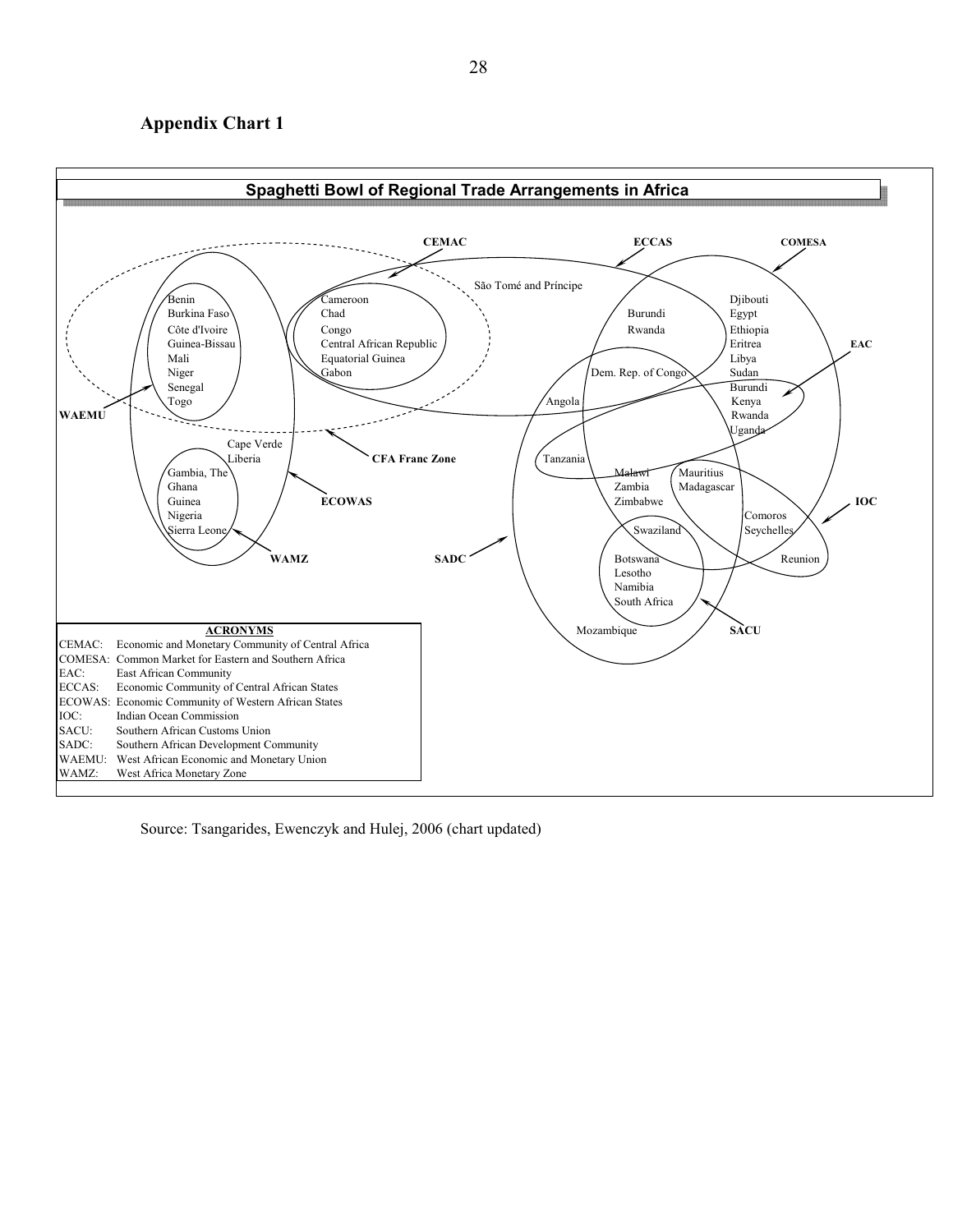## Appendix Chart 1

**Spaghetti Bowl of Regional Trade Arrangements in Africa**

CEMAC
ECCAS
COMESA
São Tomé and Príncipe
Benin
Burkina Faso
Côte d'Ivoire
Guinea-Bissau
Mali
Niger
Senegal
Togo
Cameroon
Chad
Congo
Central African Republic
Equatorial Guinea
Gabon
Burundi
Rwanda
Djibouti
Egypt
Ethiopia
Eritrea
Libya
Sudan
Burundi
Kenya
Rwanda
Uganda
EAC
Dem. Rep. of Congo
Angola
WAEMU
Cape Verde
Liberia
CFA Franc Zone
Tanzania
Gambia, The
Ghana
Guinea
Nigeria
Sierra Leone
ECOWAS
Malawi
Zambia
Zimbabwe
Mauritius
Madagascar
IOC
Comoros
Seychelles
Swaziland
WAMZ
SADC
Botswana
Lesotho
Namibia
South Africa
Reunion
Mozambique
SACU

**ACRONYMS**

CEMAC: Economic and Monetary Community of Central Africa
COMESA: Common Market for Eastern and Southern Africa
EAC: East African Community
ECCAS: Economic Community of Central African States
ECOWAS: Economic Community of Western African States
IOC: Indian Ocean Commission
SACU: Southern African Customs Union
SADC: Southern African Development Community
WAEMU: West African Economic and Monetary Union
WAMZ: West Africa Monetary Zone

Source: Tsangarides, Ewenczyk and Hulej, 2006 (chart updated)